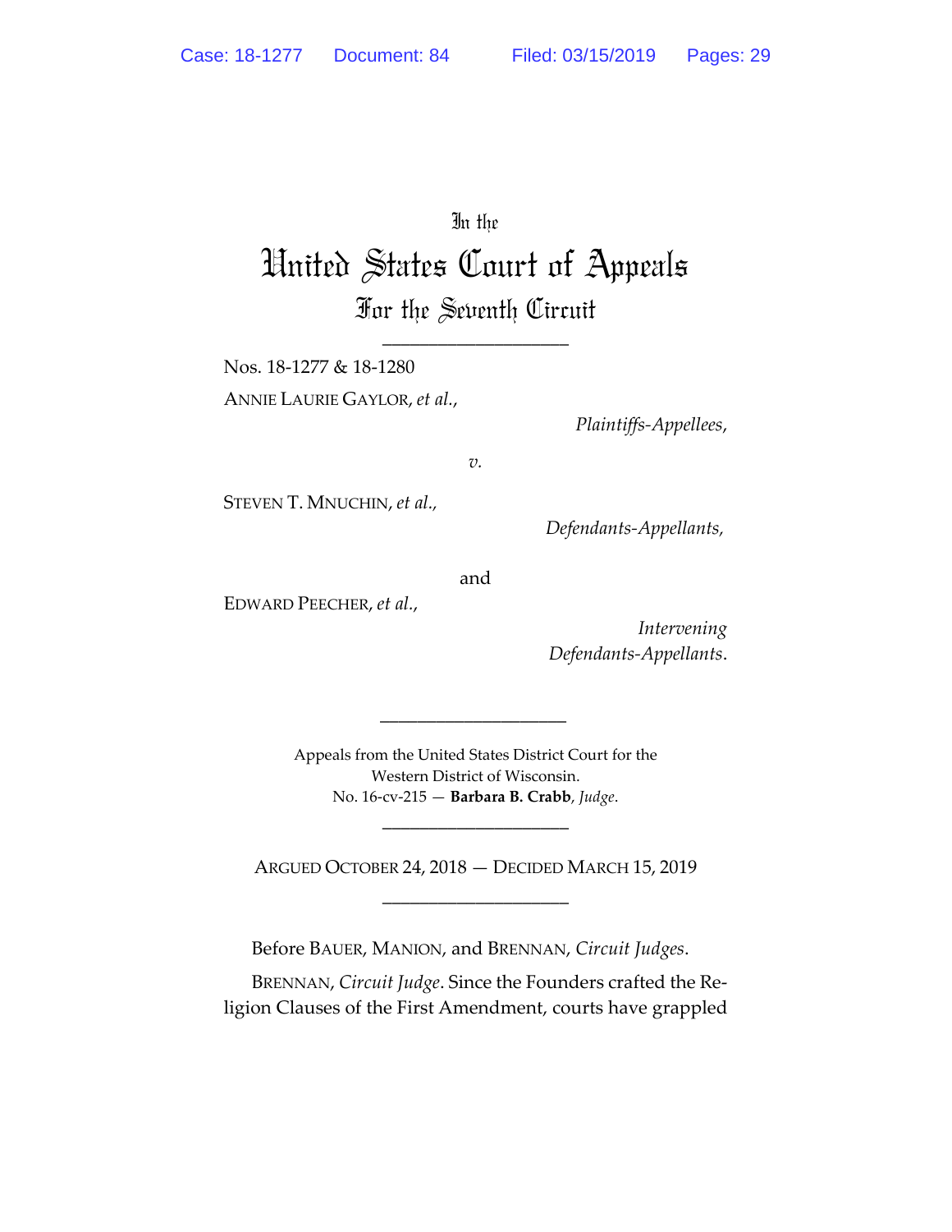In the

# United States Court of Appeals

## For the Seventh Circuit

---

Nos. 18-1277 & 18-1280

ANNIE LAURIE GAYLOR, *et al.*,

*Plaintiffs-Appellees*,

*v.*

STEVEN T. MNUCHIN, *et al.*,

*Defendants-Appellants*,

and

EDWARD PEECHER, *et al.*,

*Intervening Defendants-Appellants*.

---

Appeals from the United States District Court for the Western District of Wisconsin.
No. 16-cv-215 — **Barbara B. Crabb**, *Judge*.

---

ARGUED OCTOBER 24, 2018 — DECIDED MARCH 15, 2019

---

Before BAUER, MANION, and BRENNAN, *Circuit Judges*.

BRENNAN, *Circuit Judge*. Since the Founders crafted the Religion Clauses of the First Amendment, courts have grappled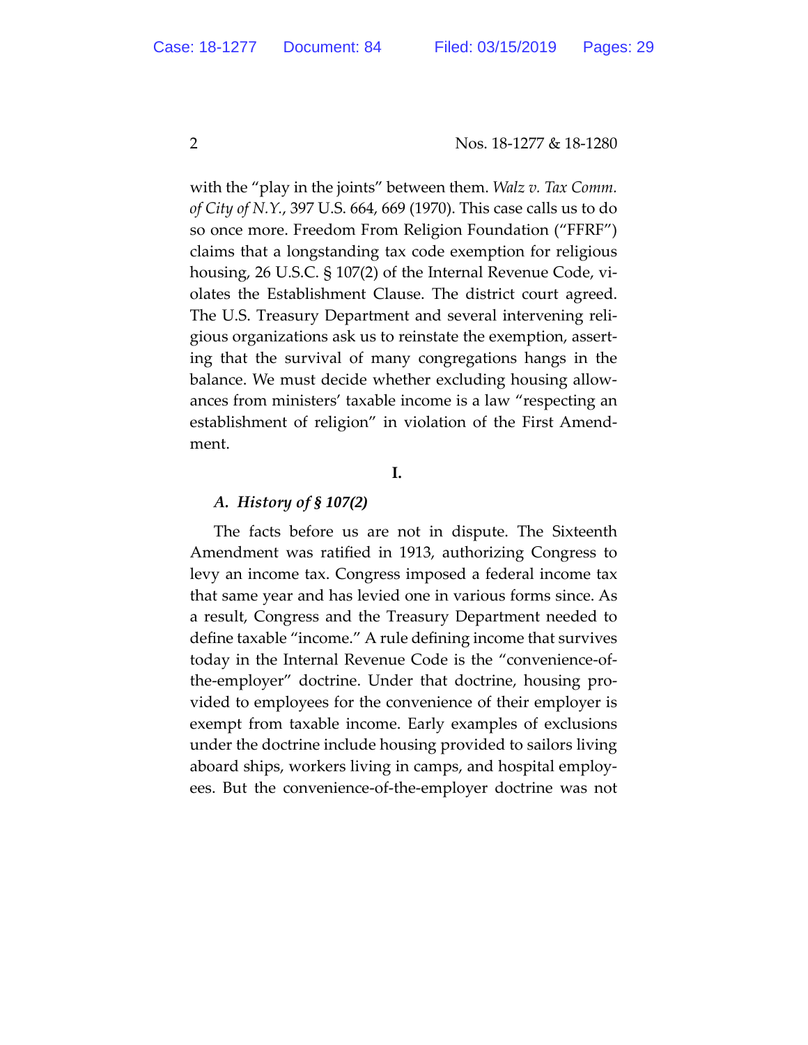with the "play in the joints" between them. *Walz v. Tax Comm. of City of N.Y.*, 397 U.S. 664, 669 (1970). This case calls us to do so once more. Freedom From Religion Foundation ("FFRF") claims that a longstanding tax code exemption for religious housing, 26 U.S.C. § 107(2) of the Internal Revenue Code, violates the Establishment Clause. The district court agreed. The U.S. Treasury Department and several intervening religious organizations ask us to reinstate the exemption, asserting that the survival of many congregations hangs in the balance. We must decide whether excluding housing allowances from ministers' taxable income is a law "respecting an establishment of religion" in violation of the First Amendment.

## I.

### *A. History of § 107(2)*

The facts before us are not in dispute. The Sixteenth Amendment was ratified in 1913, authorizing Congress to levy an income tax. Congress imposed a federal income tax that same year and has levied one in various forms since. As a result, Congress and the Treasury Department needed to define taxable "income." A rule defining income that survives today in the Internal Revenue Code is the "convenience-of-the-employer" doctrine. Under that doctrine, housing provided to employees for the convenience of their employer is exempt from taxable income. Early examples of exclusions under the doctrine include housing provided to sailors living aboard ships, workers living in camps, and hospital employees. But the convenience-of-the-employer doctrine was not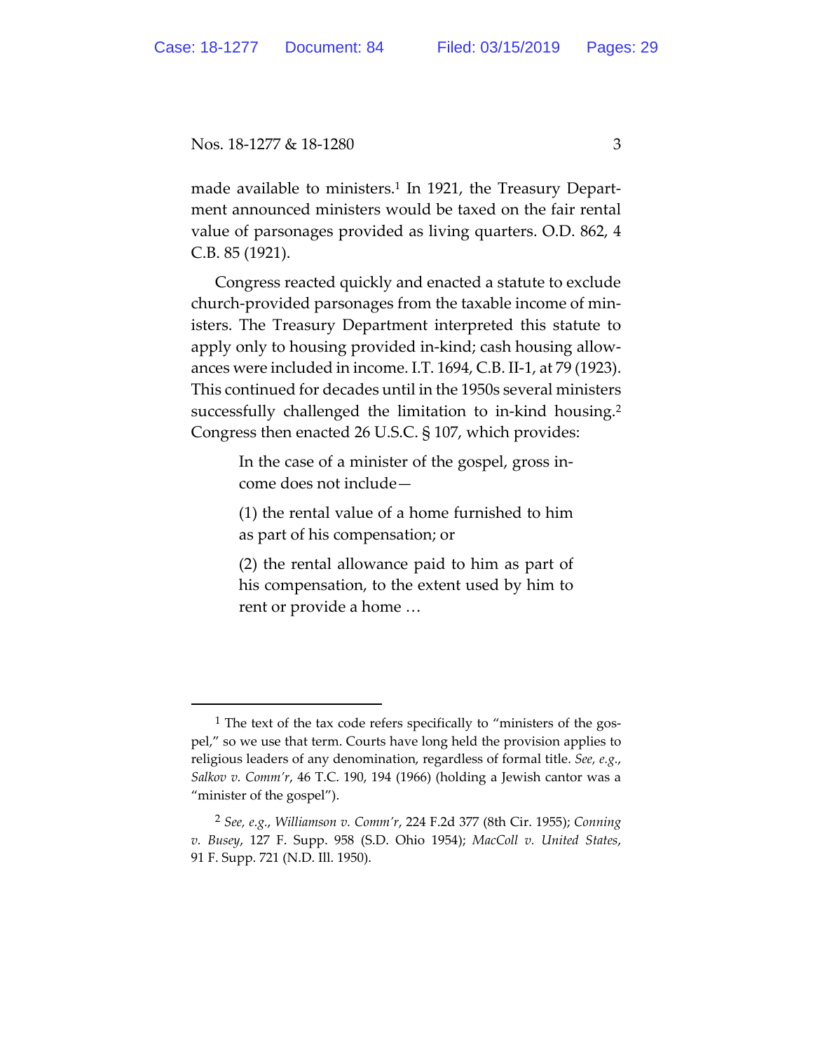made available to ministers.[1] In 1921, the Treasury Department announced ministers would be taxed on the fair rental value of parsonages provided as living quarters. O.D. 862, 4 C.B. 85 (1921).

Congress reacted quickly and enacted a statute to exclude church-provided parsonages from the taxable income of ministers. The Treasury Department interpreted this statute to apply only to housing provided in-kind; cash housing allowances were included in income. I.T. 1694, C.B. II-1, at 79 (1923). This continued for decades until in the 1950s several ministers successfully challenged the limitation to in-kind housing.[2] Congress then enacted 26 U.S.C. § 107, which provides:

> In the case of a minister of the gospel, gross income does not include—
>
> (1) the rental value of a home furnished to him as part of his compensation; or
>
> (2) the rental allowance paid to him as part of his compensation, to the extent used by him to rent or provide a home …

---

[1] The text of the tax code refers specifically to "ministers of the gospel," so we use that term. Courts have long held the provision applies to religious leaders of any denomination, regardless of formal title. *See, e.g.*, *Salkov v. Comm'r*, 46 T.C. 190, 194 (1966) (holding a Jewish cantor was a "minister of the gospel").

[2] *See, e.g.*, *Williamson v. Comm'r*, 224 F.2d 377 (8th Cir. 1955); *Conning v. Busey*, 127 F. Supp. 958 (S.D. Ohio 1954); *MacColl v. United States*, 91 F. Supp. 721 (N.D. Ill. 1950).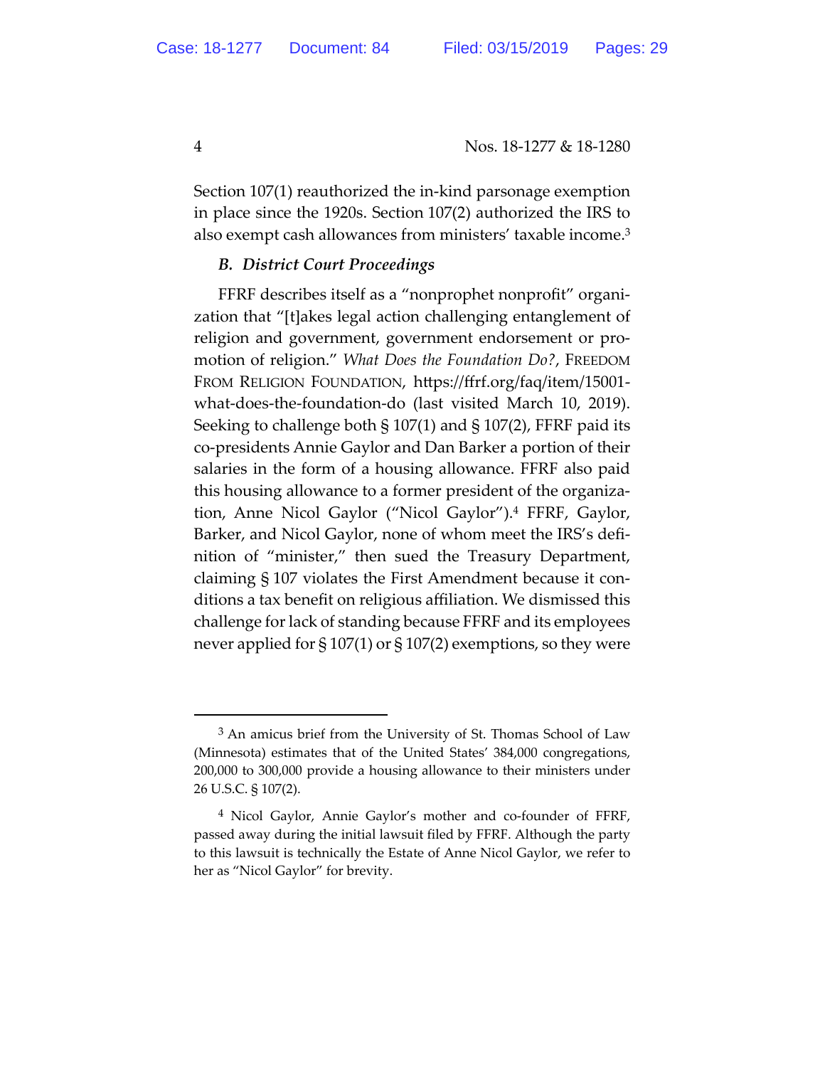Section 107(1) reauthorized the in-kind parsonage exemption in place since the 1920s. Section 107(2) authorized the IRS to also exempt cash allowances from ministers' taxable income.[3]

### *B. District Court Proceedings*

FFRF describes itself as a "nonprophet nonprofit" organization that "[t]akes legal action challenging entanglement of religion and government, government endorsement or promotion of religion." *What Does the Foundation Do?*, FREEDOM FROM RELIGION FOUNDATION, https://ffrf.org/faq/item/15001-what-does-the-foundation-do (last visited March 10, 2019). Seeking to challenge both § 107(1) and § 107(2), FFRF paid its co-presidents Annie Gaylor and Dan Barker a portion of their salaries in the form of a housing allowance. FFRF also paid this housing allowance to a former president of the organization, Anne Nicol Gaylor ("Nicol Gaylor").[4] FFRF, Gaylor, Barker, and Nicol Gaylor, none of whom meet the IRS's definition of "minister," then sued the Treasury Department, claiming § 107 violates the First Amendment because it conditions a tax benefit on religious affiliation. We dismissed this challenge for lack of standing because FFRF and its employees never applied for § 107(1) or § 107(2) exemptions, so they were

---

[3] An amicus brief from the University of St. Thomas School of Law (Minnesota) estimates that of the United States' 384,000 congregations, 200,000 to 300,000 provide a housing allowance to their ministers under 26 U.S.C. § 107(2).

[4] Nicol Gaylor, Annie Gaylor's mother and co-founder of FFRF, passed away during the initial lawsuit filed by FFRF. Although the party to this lawsuit is technically the Estate of Anne Nicol Gaylor, we refer to her as "Nicol Gaylor" for brevity.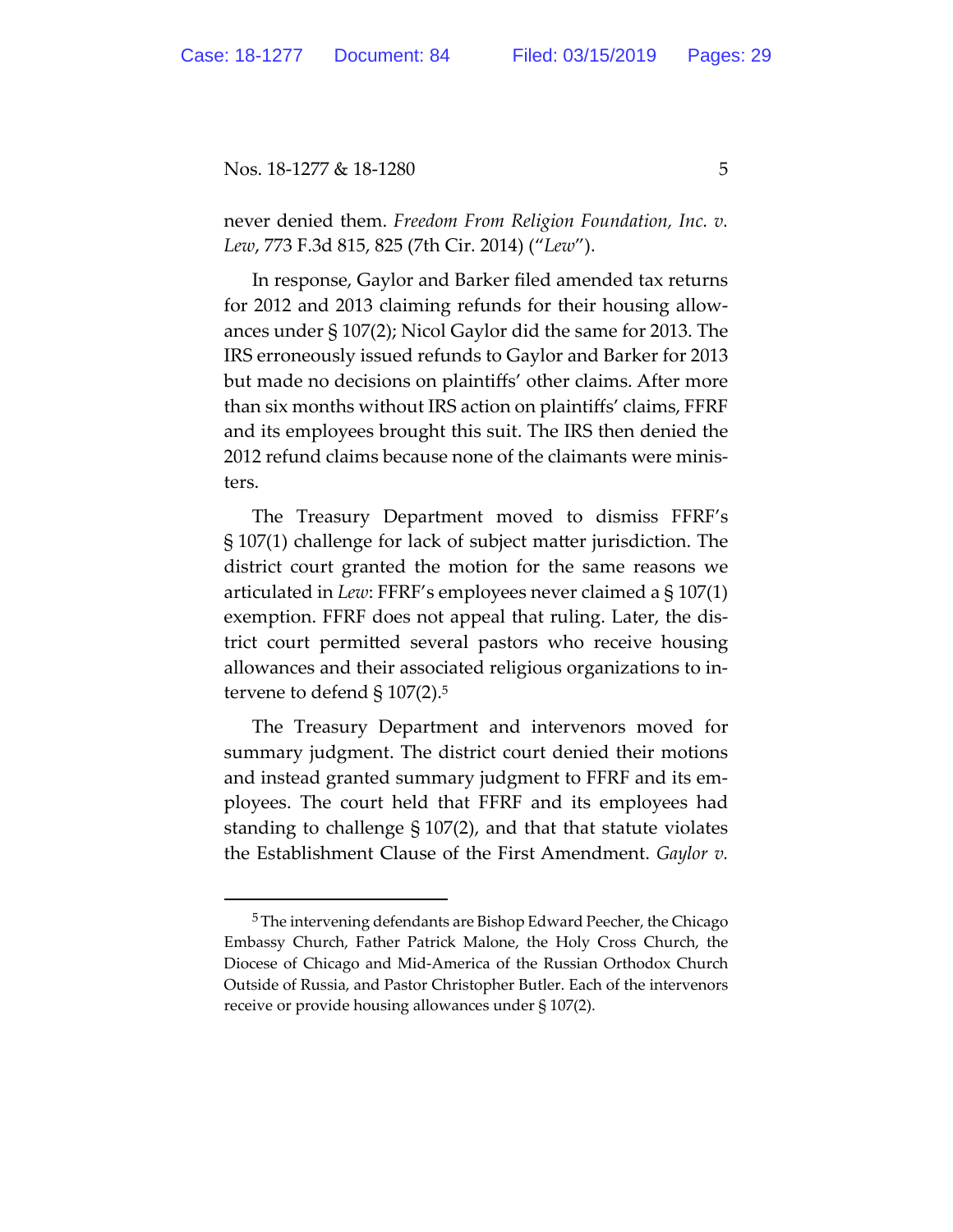never denied them. *Freedom From Religion Foundation, Inc. v. Lew*, 773 F.3d 815, 825 (7th Cir. 2014) ("*Lew*").

In response, Gaylor and Barker filed amended tax returns for 2012 and 2013 claiming refunds for their housing allowances under § 107(2); Nicol Gaylor did the same for 2013. The IRS erroneously issued refunds to Gaylor and Barker for 2013 but made no decisions on plaintiffs' other claims. After more than six months without IRS action on plaintiffs' claims, FFRF and its employees brought this suit. The IRS then denied the 2012 refund claims because none of the claimants were ministers.

The Treasury Department moved to dismiss FFRF's § 107(1) challenge for lack of subject matter jurisdiction. The district court granted the motion for the same reasons we articulated in *Lew*: FFRF's employees never claimed a § 107(1) exemption. FFRF does not appeal that ruling. Later, the district court permitted several pastors who receive housing allowances and their associated religious organizations to intervene to defend § 107(2).[5]

The Treasury Department and intervenors moved for summary judgment. The district court denied their motions and instead granted summary judgment to FFRF and its employees. The court held that FFRF and its employees had standing to challenge § 107(2), and that that statute violates the Establishment Clause of the First Amendment. *Gaylor v.*

---

[5] The intervening defendants are Bishop Edward Peecher, the Chicago Embassy Church, Father Patrick Malone, the Holy Cross Church, the Diocese of Chicago and Mid-America of the Russian Orthodox Church Outside of Russia, and Pastor Christopher Butler. Each of the intervenors receive or provide housing allowances under § 107(2).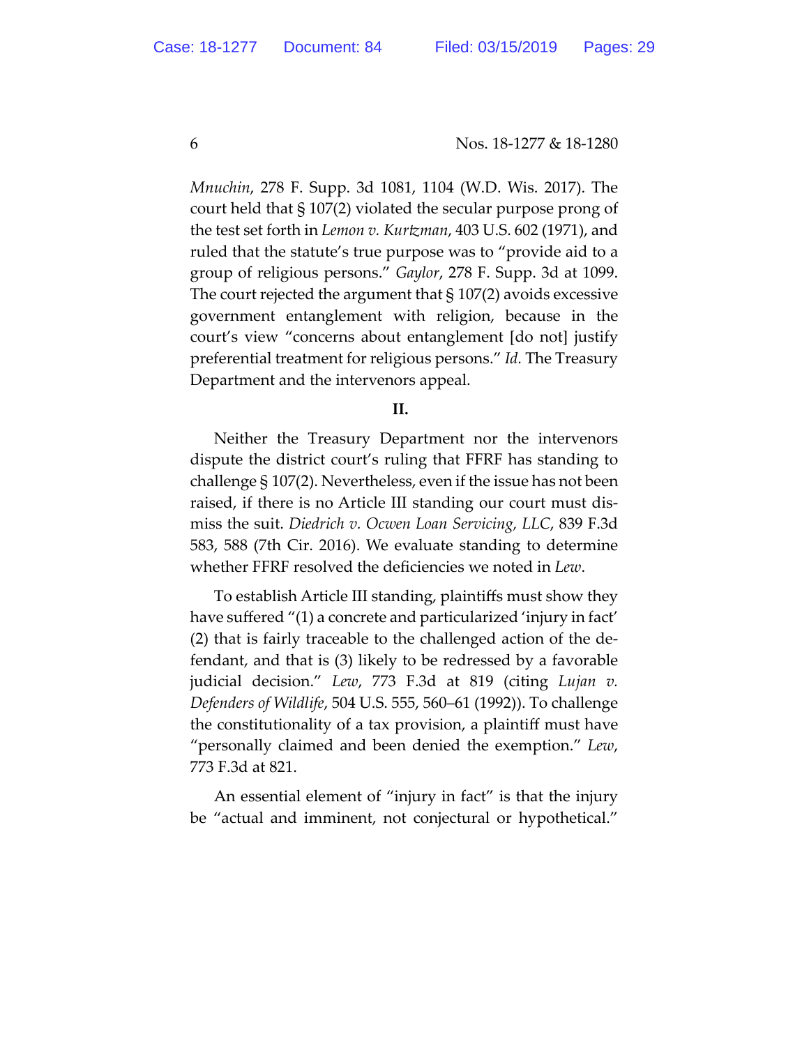*Mnuchin*, 278 F. Supp. 3d 1081, 1104 (W.D. Wis. 2017). The court held that § 107(2) violated the secular purpose prong of the test set forth in *Lemon v. Kurtzman*, 403 U.S. 602 (1971), and ruled that the statute's true purpose was to "provide aid to a group of religious persons." *Gaylor*, 278 F. Supp. 3d at 1099. The court rejected the argument that § 107(2) avoids excessive government entanglement with religion, because in the court's view "concerns about entanglement [do not] justify preferential treatment for religious persons." *Id.* The Treasury Department and the intervenors appeal.

**II.**

Neither the Treasury Department nor the intervenors dispute the district court's ruling that FFRF has standing to challenge § 107(2). Nevertheless, even if the issue has not been raised, if there is no Article III standing our court must dismiss the suit. *Diedrich v. Ocwen Loan Servicing, LLC*, 839 F.3d 583, 588 (7th Cir. 2016). We evaluate standing to determine whether FFRF resolved the deficiencies we noted in *Lew*.

To establish Article III standing, plaintiffs must show they have suffered "(1) a concrete and particularized 'injury in fact' (2) that is fairly traceable to the challenged action of the defendant, and that is (3) likely to be redressed by a favorable judicial decision." *Lew*, 773 F.3d at 819 (citing *Lujan v. Defenders of Wildlife*, 504 U.S. 555, 560–61 (1992)). To challenge the constitutionality of a tax provision, a plaintiff must have "personally claimed and been denied the exemption." *Lew*, 773 F.3d at 821.

An essential element of "injury in fact" is that the injury be "actual and imminent, not conjectural or hypothetical."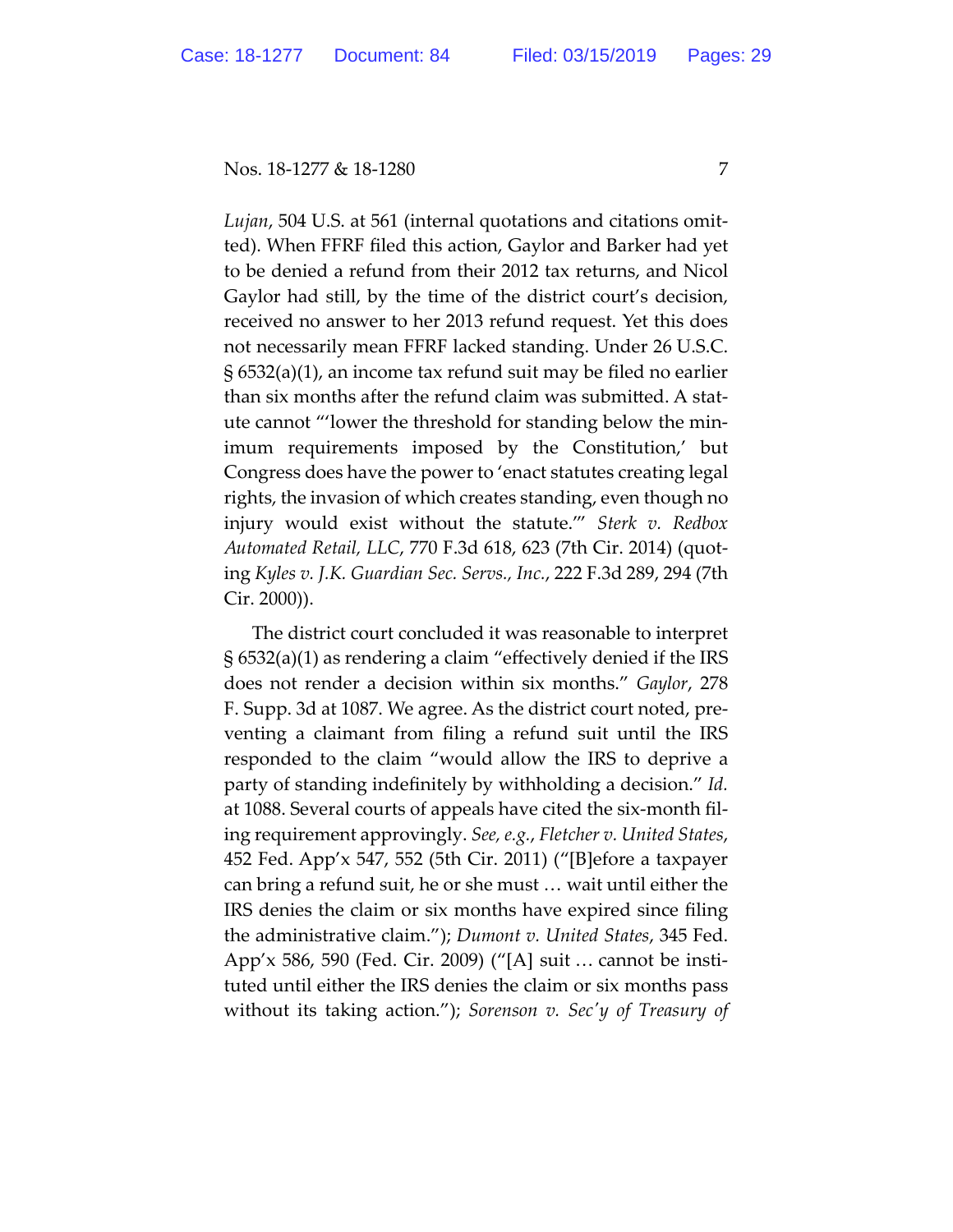*Lujan*, 504 U.S. at 561 (internal quotations and citations omitted). When FFRF filed this action, Gaylor and Barker had yet to be denied a refund from their 2012 tax returns, and Nicol Gaylor had still, by the time of the district court's decision, received no answer to her 2013 refund request. Yet this does not necessarily mean FFRF lacked standing. Under 26 U.S.C. § 6532(a)(1), an income tax refund suit may be filed no earlier than six months after the refund claim was submitted. A statute cannot "'lower the threshold for standing below the minimum requirements imposed by the Constitution,' but Congress does have the power to 'enact statutes creating legal rights, the invasion of which creates standing, even though no injury would exist without the statute.'" *Sterk v. Redbox Automated Retail, LLC*, 770 F.3d 618, 623 (7th Cir. 2014) (quoting *Kyles v. J.K. Guardian Sec. Servs., Inc.*, 222 F.3d 289, 294 (7th Cir. 2000)).

The district court concluded it was reasonable to interpret § 6532(a)(1) as rendering a claim "effectively denied if the IRS does not render a decision within six months." *Gaylor*, 278 F. Supp. 3d at 1087. We agree. As the district court noted, preventing a claimant from filing a refund suit until the IRS responded to the claim "would allow the IRS to deprive a party of standing indefinitely by withholding a decision." *Id.* at 1088. Several courts of appeals have cited the six-month filing requirement approvingly. *See, e.g.*, *Fletcher v. United States*, 452 Fed. App'x 547, 552 (5th Cir. 2011) ("[B]efore a taxpayer can bring a refund suit, he or she must … wait until either the IRS denies the claim or six months have expired since filing the administrative claim."); *Dumont v. United States*, 345 Fed. App'x 586, 590 (Fed. Cir. 2009) ("[A] suit … cannot be instituted until either the IRS denies the claim or six months pass without its taking action."); *Sorenson v. Sec'y of Treasury of*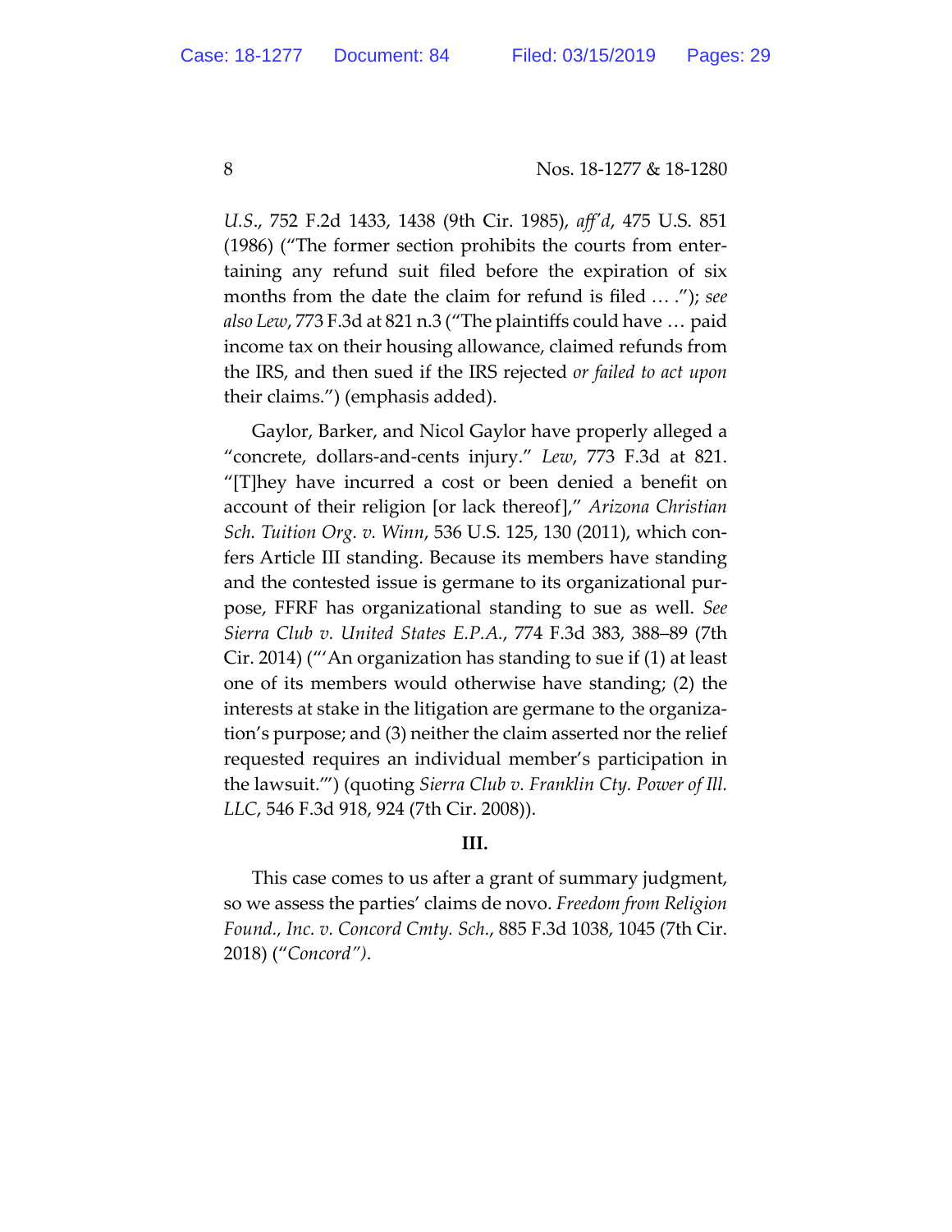*U.S.*, 752 F.2d 1433, 1438 (9th Cir. 1985), *aff'd*, 475 U.S. 851 (1986) ("The former section prohibits the courts from entertaining any refund suit filed before the expiration of six months from the date the claim for refund is filed … ."); *see also Lew*, 773 F.3d at 821 n.3 ("The plaintiffs could have … paid income tax on their housing allowance, claimed refunds from the IRS, and then sued if the IRS rejected *or failed to act upon* their claims.") (emphasis added).

Gaylor, Barker, and Nicol Gaylor have properly alleged a "concrete, dollars-and-cents injury." *Lew*, 773 F.3d at 821. "[T]hey have incurred a cost or been denied a benefit on account of their religion [or lack thereof]," *Arizona Christian Sch. Tuition Org. v. Winn*, 536 U.S. 125, 130 (2011), which confers Article III standing. Because its members have standing and the contested issue is germane to its organizational purpose, FFRF has organizational standing to sue as well. *See Sierra Club v. United States E.P.A.*, 774 F.3d 383, 388–89 (7th Cir. 2014) ("'An organization has standing to sue if (1) at least one of its members would otherwise have standing; (2) the interests at stake in the litigation are germane to the organization's purpose; and (3) neither the claim asserted nor the relief requested requires an individual member's participation in the lawsuit.'") (quoting *Sierra Club v. Franklin Cty. Power of Ill. LLC*, 546 F.3d 918, 924 (7th Cir. 2008)).

### III.

This case comes to us after a grant of summary judgment, so we assess the parties' claims de novo. *Freedom from Religion Found., Inc. v. Concord Cmty. Sch.*, 885 F.3d 1038, 1045 (7th Cir. 2018) ("*Concord*").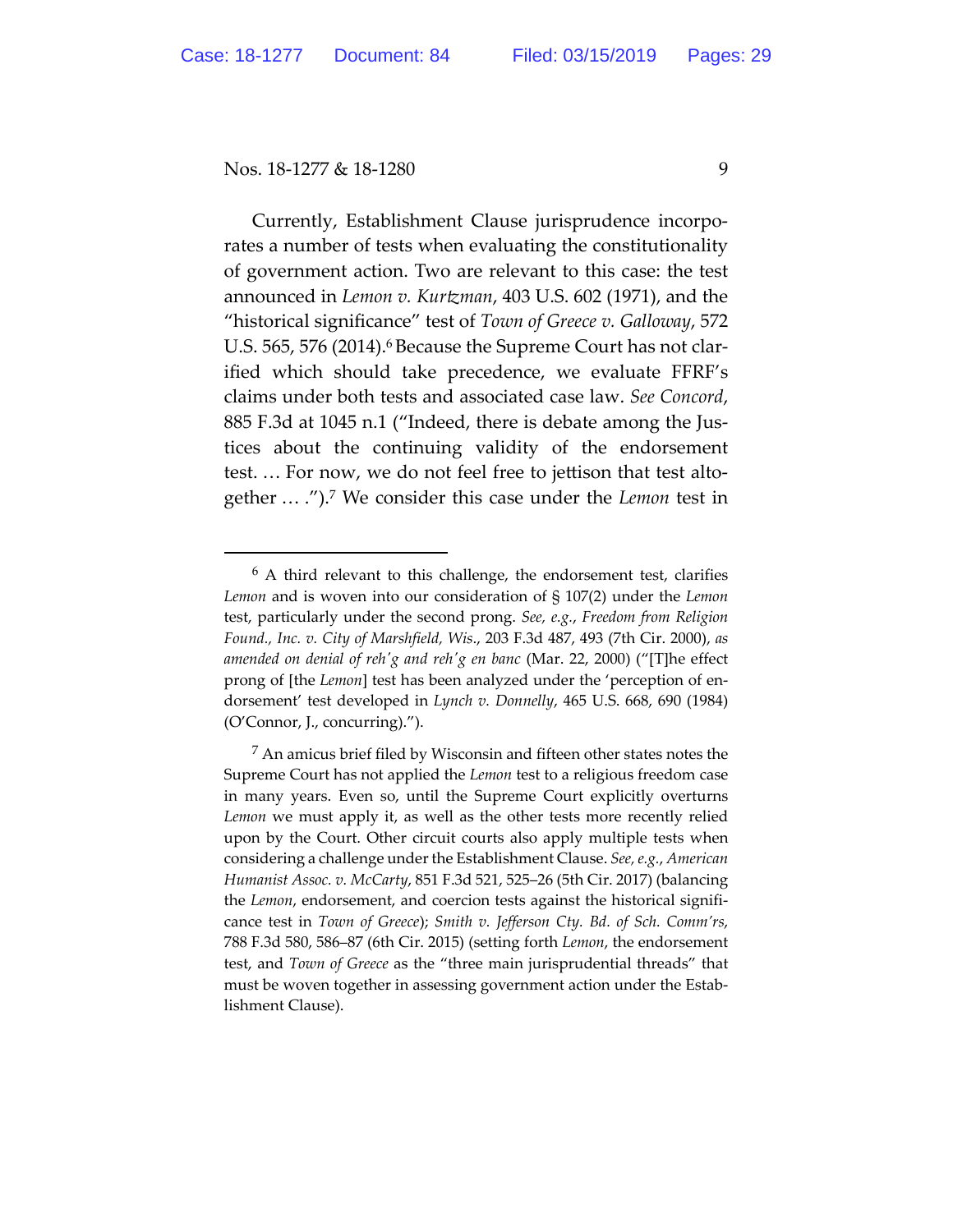Currently, Establishment Clause jurisprudence incorporates a number of tests when evaluating the constitutionality of government action. Two are relevant to this case: the test announced in *Lemon v. Kurtzman*, 403 U.S. 602 (1971), and the "historical significance" test of *Town of Greece v. Galloway*, 572 U.S. 565, 576 (2014).[6] Because the Supreme Court has not clarified which should take precedence, we evaluate FFRF's claims under both tests and associated case law. *See Concord*, 885 F.3d at 1045 n.1 ("Indeed, there is debate among the Justices about the continuing validity of the endorsement test. … For now, we do not feel free to jettison that test altogether … .").[7] We consider this case under the *Lemon* test in

---

[6] A third relevant to this challenge, the endorsement test, clarifies *Lemon* and is woven into our consideration of § 107(2) under the *Lemon* test, particularly under the second prong. *See, e.g.*, *Freedom from Religion Found., Inc. v. City of Marshfield, Wis.*, 203 F.3d 487, 493 (7th Cir. 2000), *as amended on denial of reh'g and reh'g en banc* (Mar. 22, 2000) ("[T]he effect prong of [the *Lemon*] test has been analyzed under the 'perception of endorsement' test developed in *Lynch v. Donnelly*, 465 U.S. 668, 690 (1984) (O'Connor, J., concurring).").

[7] An amicus brief filed by Wisconsin and fifteen other states notes the Supreme Court has not applied the *Lemon* test to a religious freedom case in many years. Even so, until the Supreme Court explicitly overturns *Lemon* we must apply it, as well as the other tests more recently relied upon by the Court. Other circuit courts also apply multiple tests when considering a challenge under the Establishment Clause. *See, e.g.*, *American Humanist Assoc. v. McCarty*, 851 F.3d 521, 525–26 (5th Cir. 2017) (balancing the *Lemon*, endorsement, and coercion tests against the historical significance test in *Town of Greece*); *Smith v. Jefferson Cty. Bd. of Sch. Comm'rs*, 788 F.3d 580, 586–87 (6th Cir. 2015) (setting forth *Lemon*, the endorsement test, and *Town of Greece* as the "three main jurisprudential threads" that must be woven together in assessing government action under the Establishment Clause).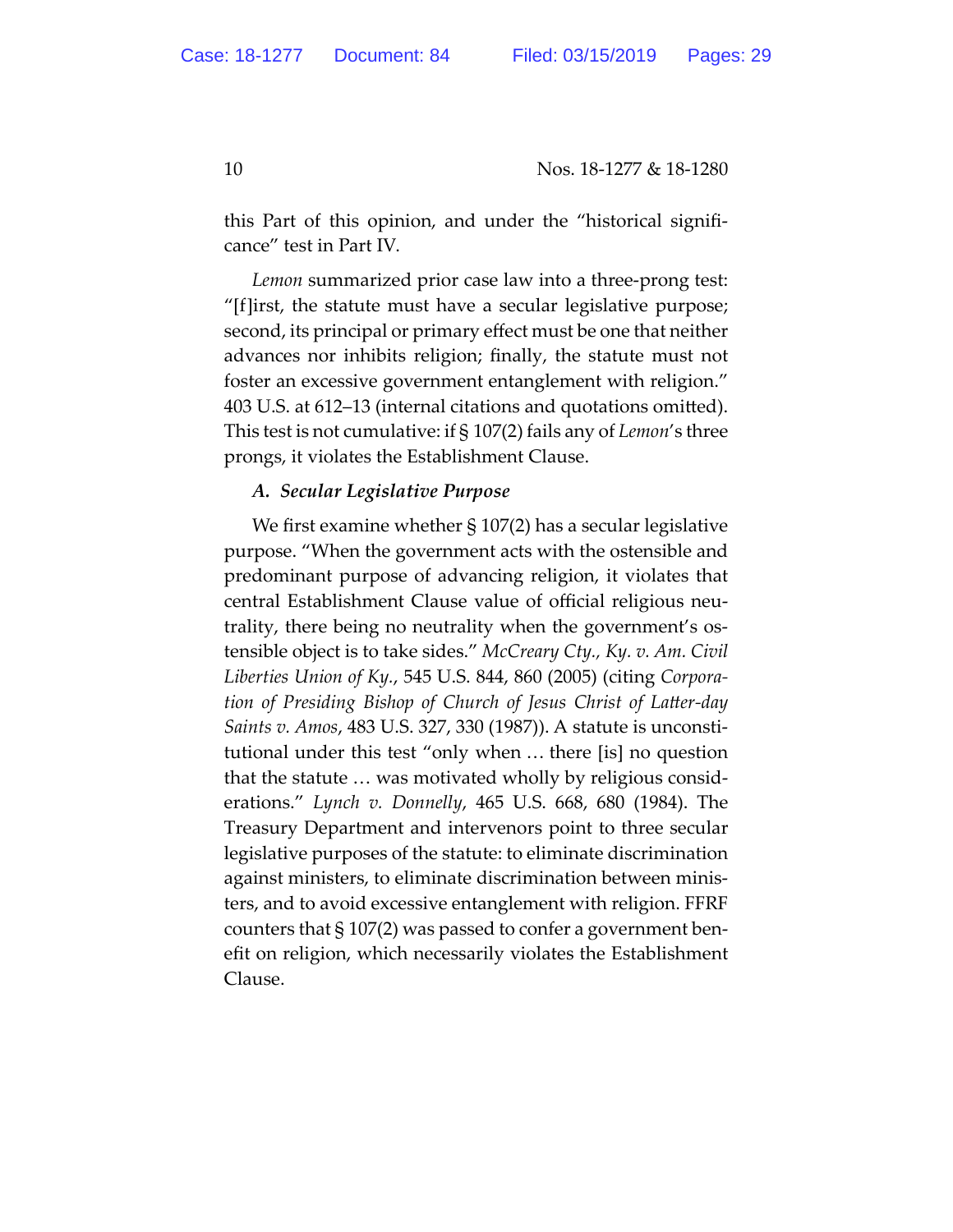this Part of this opinion, and under the "historical significance" test in Part IV.

*Lemon* summarized prior case law into a three-prong test: "[f]irst, the statute must have a secular legislative purpose; second, its principal or primary effect must be one that neither advances nor inhibits religion; finally, the statute must not foster an excessive government entanglement with religion." 403 U.S. at 612–13 (internal citations and quotations omitted). This test is not cumulative: if § 107(2) fails any of *Lemon*'s three prongs, it violates the Establishment Clause.

***A. Secular Legislative Purpose***

We first examine whether § 107(2) has a secular legislative purpose. "When the government acts with the ostensible and predominant purpose of advancing religion, it violates that central Establishment Clause value of official religious neutrality, there being no neutrality when the government's ostensible object is to take sides." *McCreary Cty., Ky. v. Am. Civil Liberties Union of Ky.*, 545 U.S. 844, 860 (2005) (citing *Corporation of Presiding Bishop of Church of Jesus Christ of Latter-day Saints v. Amos*, 483 U.S. 327, 330 (1987)). A statute is unconstitutional under this test "only when … there [is] no question that the statute … was motivated wholly by religious considerations." *Lynch v. Donnelly*, 465 U.S. 668, 680 (1984). The Treasury Department and intervenors point to three secular legislative purposes of the statute: to eliminate discrimination against ministers, to eliminate discrimination between ministers, and to avoid excessive entanglement with religion. FFRF counters that § 107(2) was passed to confer a government benefit on religion, which necessarily violates the Establishment Clause.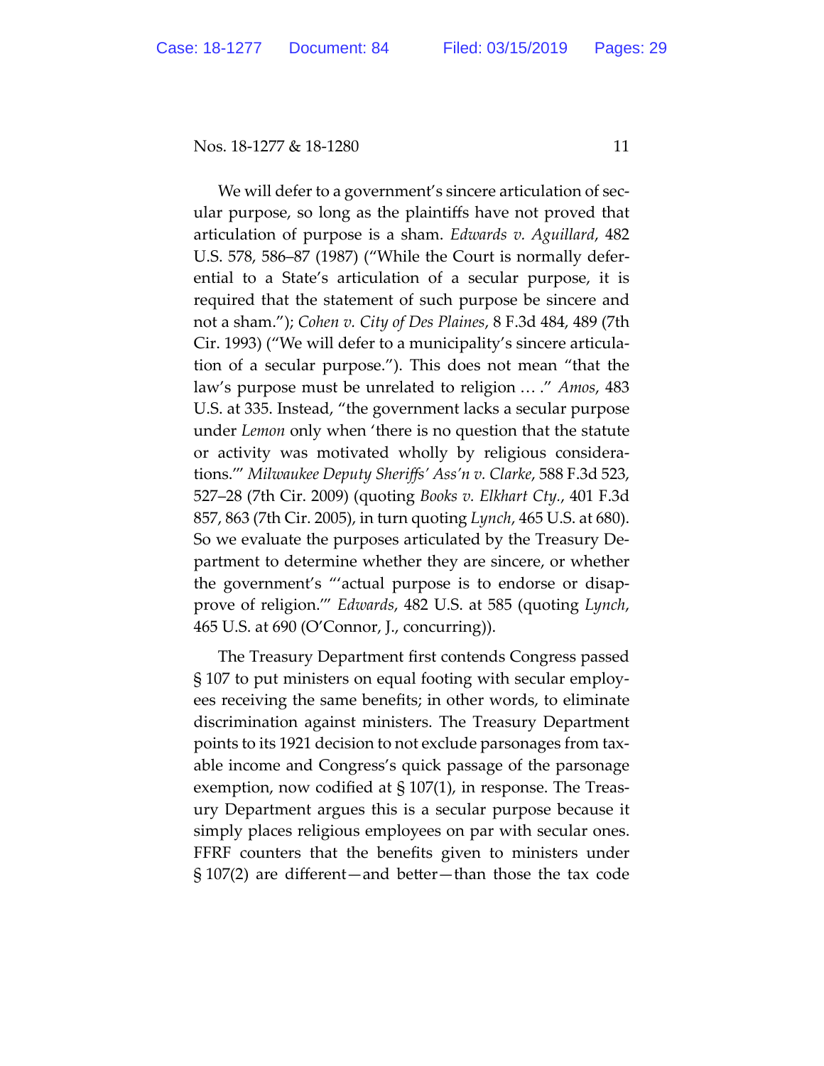We will defer to a government's sincere articulation of secular purpose, so long as the plaintiffs have not proved that articulation of purpose is a sham. *Edwards v. Aguillard*, 482 U.S. 578, 586–87 (1987) ("While the Court is normally deferential to a State's articulation of a secular purpose, it is required that the statement of such purpose be sincere and not a sham."); *Cohen v. City of Des Plaines*, 8 F.3d 484, 489 (7th Cir. 1993) ("We will defer to a municipality's sincere articulation of a secular purpose."). This does not mean "that the law's purpose must be unrelated to religion … ." *Amos*, 483 U.S. at 335. Instead, "the government lacks a secular purpose under *Lemon* only when 'there is no question that the statute or activity was motivated wholly by religious considerations.'" *Milwaukee Deputy Sheriffs' Ass'n v. Clarke*, 588 F.3d 523, 527–28 (7th Cir. 2009) (quoting *Books v. Elkhart Cty.*, 401 F.3d 857, 863 (7th Cir. 2005), in turn quoting *Lynch*, 465 U.S. at 680). So we evaluate the purposes articulated by the Treasury Department to determine whether they are sincere, or whether the government's "'actual purpose is to endorse or disapprove of religion.'" *Edwards*, 482 U.S. at 585 (quoting *Lynch*, 465 U.S. at 690 (O'Connor, J., concurring)).

The Treasury Department first contends Congress passed § 107 to put ministers on equal footing with secular employees receiving the same benefits; in other words, to eliminate discrimination against ministers. The Treasury Department points to its 1921 decision to not exclude parsonages from taxable income and Congress's quick passage of the parsonage exemption, now codified at § 107(1), in response. The Treasury Department argues this is a secular purpose because it simply places religious employees on par with secular ones. FFRF counters that the benefits given to ministers under § 107(2) are different—and better—than those the tax code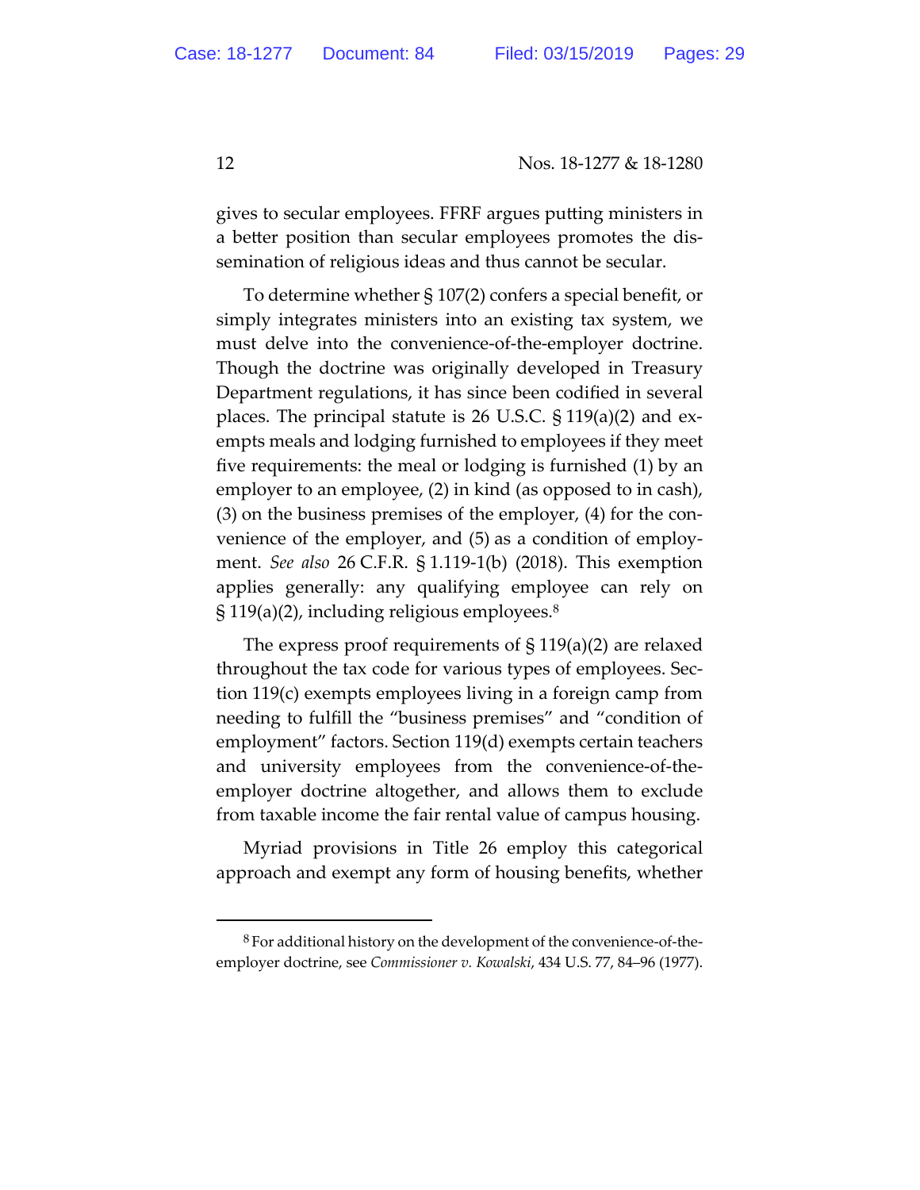gives to secular employees. FFRF argues putting ministers in a better position than secular employees promotes the dissemination of religious ideas and thus cannot be secular.

To determine whether § 107(2) confers a special benefit, or simply integrates ministers into an existing tax system, we must delve into the convenience-of-the-employer doctrine. Though the doctrine was originally developed in Treasury Department regulations, it has since been codified in several places. The principal statute is 26 U.S.C. § 119(a)(2) and exempts meals and lodging furnished to employees if they meet five requirements: the meal or lodging is furnished (1) by an employer to an employee, (2) in kind (as opposed to in cash), (3) on the business premises of the employer, (4) for the convenience of the employer, and (5) as a condition of employment. *See also* 26 C.F.R. § 1.119-1(b) (2018). This exemption applies generally: any qualifying employee can rely on § 119(a)(2), including religious employees.[8]

The express proof requirements of § 119(a)(2) are relaxed throughout the tax code for various types of employees. Section 119(c) exempts employees living in a foreign camp from needing to fulfill the "business premises" and "condition of employment" factors. Section 119(d) exempts certain teachers and university employees from the convenience-of-the-employer doctrine altogether, and allows them to exclude from taxable income the fair rental value of campus housing.

Myriad provisions in Title 26 employ this categorical approach and exempt any form of housing benefits, whether

---

[8] For additional history on the development of the convenience-of-the-employer doctrine, see *Commissioner v. Kowalski*, 434 U.S. 77, 84–96 (1977).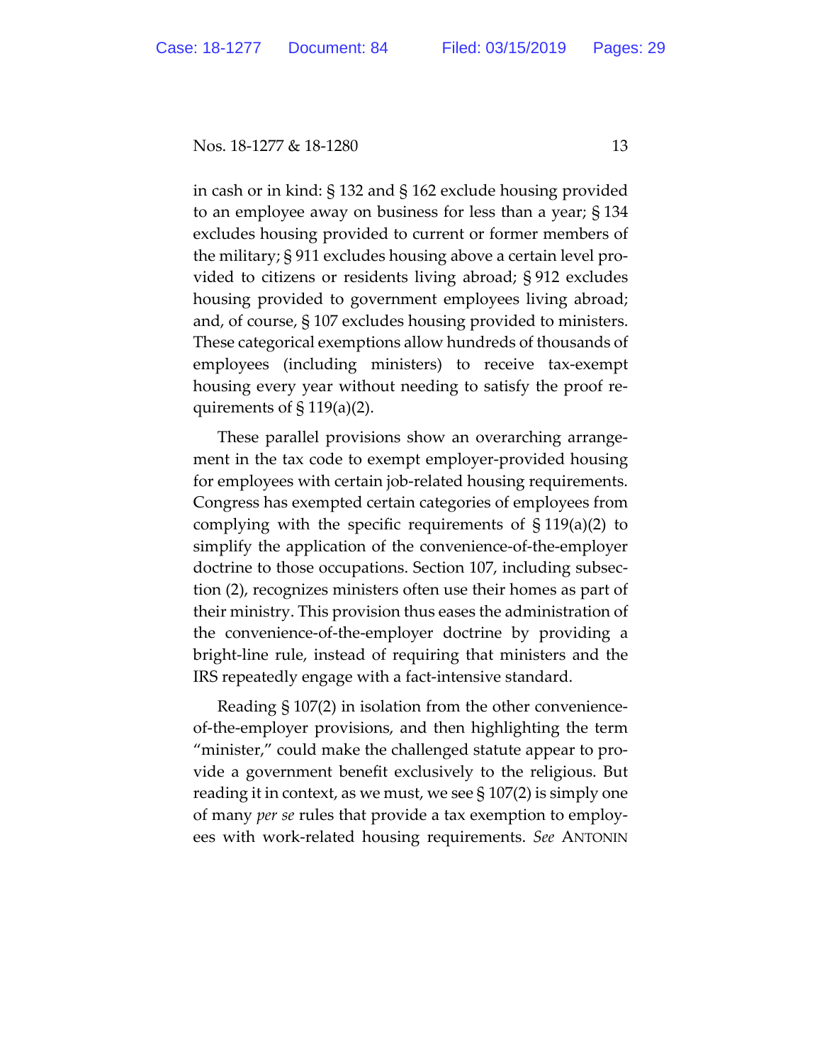in cash or in kind: § 132 and § 162 exclude housing provided to an employee away on business for less than a year; § 134 excludes housing provided to current or former members of the military; § 911 excludes housing above a certain level provided to citizens or residents living abroad; § 912 excludes housing provided to government employees living abroad; and, of course, § 107 excludes housing provided to ministers. These categorical exemptions allow hundreds of thousands of employees (including ministers) to receive tax-exempt housing every year without needing to satisfy the proof requirements of § 119(a)(2).

These parallel provisions show an overarching arrangement in the tax code to exempt employer-provided housing for employees with certain job-related housing requirements. Congress has exempted certain categories of employees from complying with the specific requirements of § 119(a)(2) to simplify the application of the convenience-of-the-employer doctrine to those occupations. Section 107, including subsection (2), recognizes ministers often use their homes as part of their ministry. This provision thus eases the administration of the convenience-of-the-employer doctrine by providing a bright-line rule, instead of requiring that ministers and the IRS repeatedly engage with a fact-intensive standard.

Reading § 107(2) in isolation from the other convenience-of-the-employer provisions, and then highlighting the term "minister," could make the challenged statute appear to provide a government benefit exclusively to the religious. But reading it in context, as we must, we see § 107(2) is simply one of many *per se* rules that provide a tax exemption to employees with work-related housing requirements. *See* ANTONIN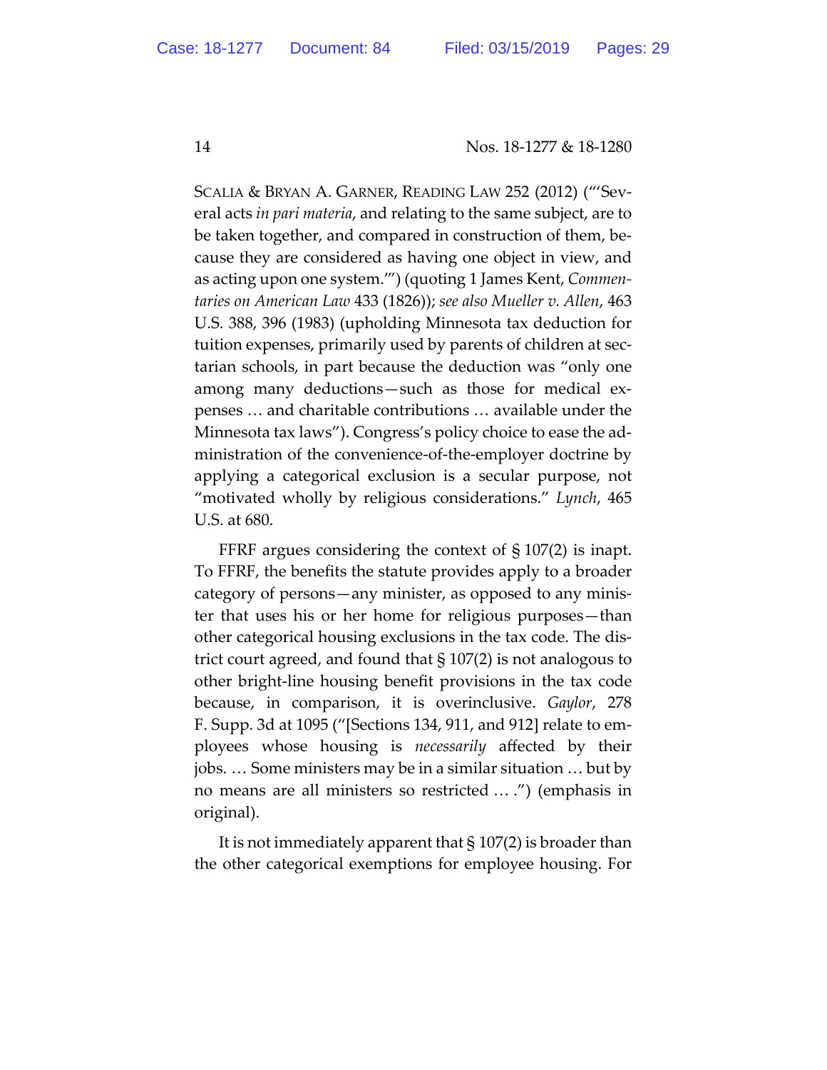SCALIA & BRYAN A. GARNER, READING LAW 252 (2012) ("'Several acts *in pari materia*, and relating to the same subject, are to be taken together, and compared in construction of them, because they are considered as having one object in view, and as acting upon one system.'") (quoting 1 James Kent, *Commentaries on American Law* 433 (1826)); *see also Mueller v. Allen*, 463 U.S. 388, 396 (1983) (upholding Minnesota tax deduction for tuition expenses, primarily used by parents of children at sectarian schools, in part because the deduction was "only one among many deductions—such as those for medical expenses … and charitable contributions … available under the Minnesota tax laws"). Congress's policy choice to ease the administration of the convenience-of-the-employer doctrine by applying a categorical exclusion is a secular purpose, not "motivated wholly by religious considerations." *Lynch*, 465 U.S. at 680.

FFRF argues considering the context of § 107(2) is inapt. To FFRF, the benefits the statute provides apply to a broader category of persons—any minister, as opposed to any minister that uses his or her home for religious purposes—than other categorical housing exclusions in the tax code. The district court agreed, and found that § 107(2) is not analogous to other bright-line housing benefit provisions in the tax code because, in comparison, it is overinclusive. *Gaylor*, 278 F. Supp. 3d at 1095 ("[Sections 134, 911, and 912] relate to employees whose housing is *necessarily* affected by their jobs. … Some ministers may be in a similar situation … but by no means are all ministers so restricted … .") (emphasis in original).

It is not immediately apparent that § 107(2) is broader than the other categorical exemptions for employee housing. For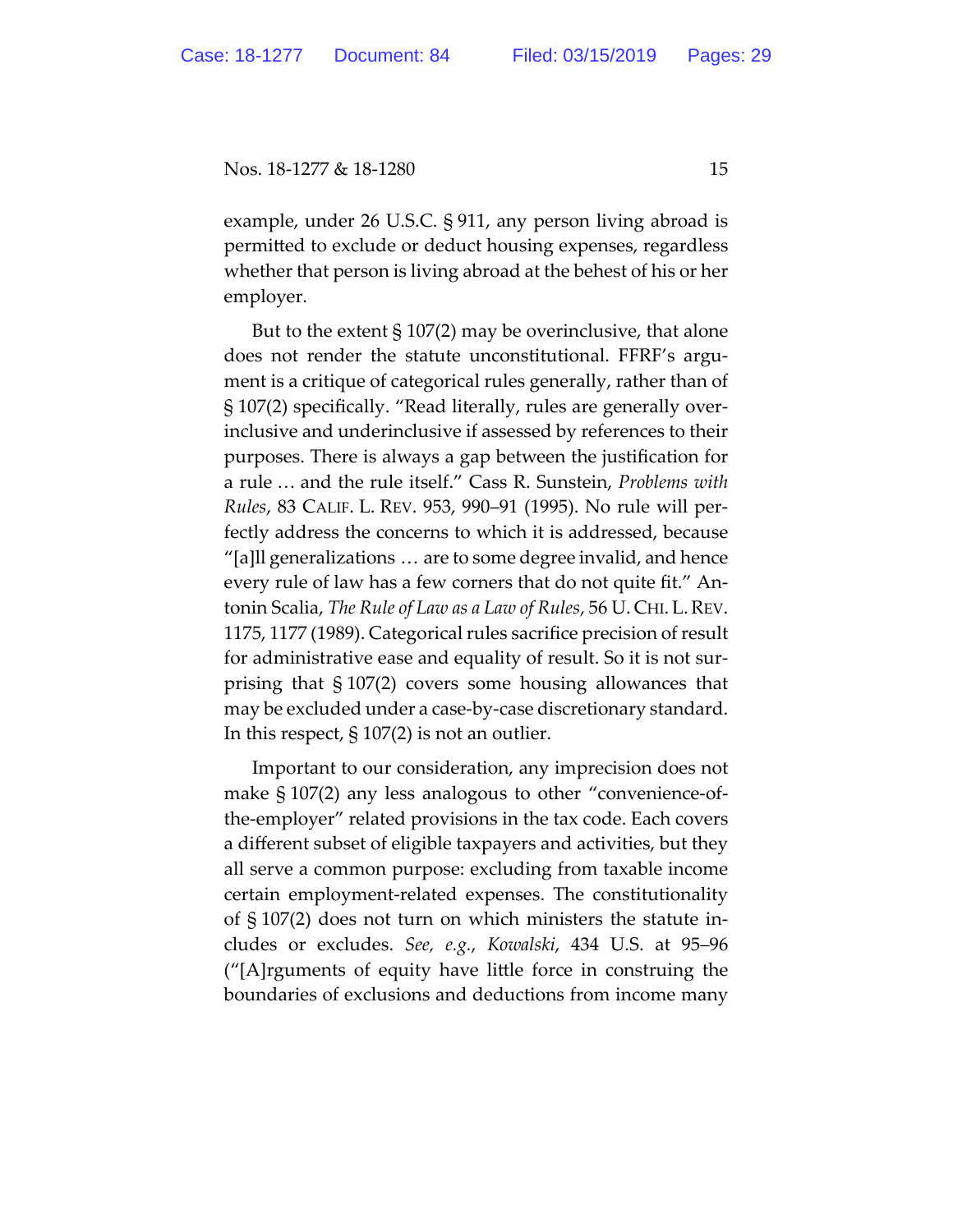example, under 26 U.S.C. § 911, any person living abroad is permitted to exclude or deduct housing expenses, regardless whether that person is living abroad at the behest of his or her employer.

But to the extent § 107(2) may be overinclusive, that alone does not render the statute unconstitutional. FFRF's argument is a critique of categorical rules generally, rather than of § 107(2) specifically. "Read literally, rules are generally overinclusive and underinclusive if assessed by references to their purposes. There is always a gap between the justification for a rule … and the rule itself." Cass R. Sunstein, *Problems with Rules*, 83 CALIF. L. REV. 953, 990–91 (1995). No rule will perfectly address the concerns to which it is addressed, because "[a]ll generalizations … are to some degree invalid, and hence every rule of law has a few corners that do not quite fit." Antonin Scalia, *The Rule of Law as a Law of Rules*, 56 U. CHI. L. REV. 1175, 1177 (1989). Categorical rules sacrifice precision of result for administrative ease and equality of result. So it is not surprising that § 107(2) covers some housing allowances that may be excluded under a case-by-case discretionary standard. In this respect, § 107(2) is not an outlier.

Important to our consideration, any imprecision does not make § 107(2) any less analogous to other "convenience-of-the-employer" related provisions in the tax code. Each covers a different subset of eligible taxpayers and activities, but they all serve a common purpose: excluding from taxable income certain employment-related expenses. The constitutionality of § 107(2) does not turn on which ministers the statute includes or excludes. *See, e.g.*, *Kowalski*, 434 U.S. at 95–96 ("[A]rguments of equity have little force in construing the boundaries of exclusions and deductions from income many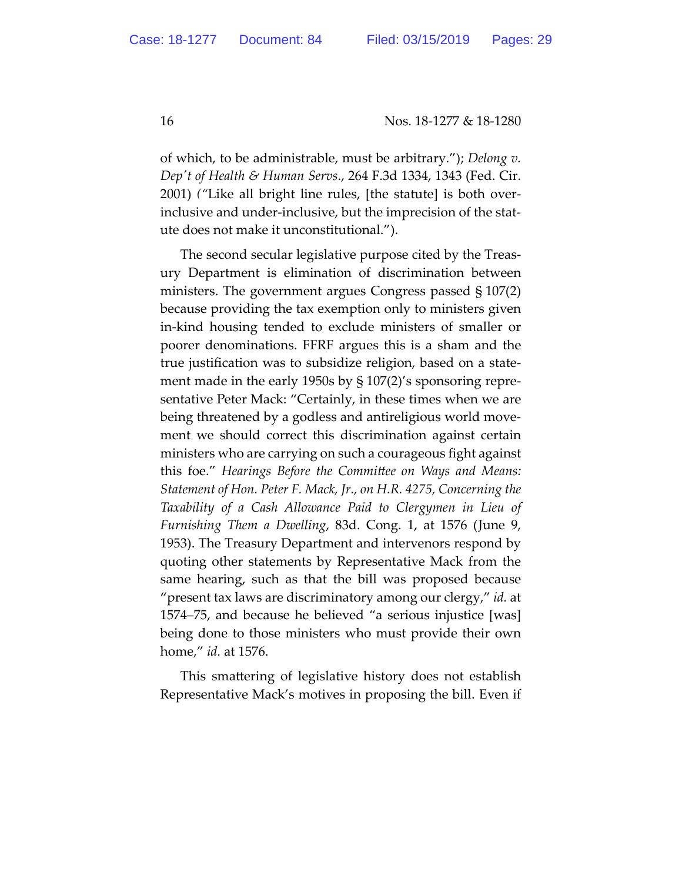of which, to be administrable, must be arbitrary."); *Delong v. Dep't of Health & Human Servs.*, 264 F.3d 1334, 1343 (Fed. Cir. 2001) ("Like all bright line rules, [the statute] is both over-inclusive and under-inclusive, but the imprecision of the statute does not make it unconstitutional.").

The second secular legislative purpose cited by the Treasury Department is elimination of discrimination between ministers. The government argues Congress passed § 107(2) because providing the tax exemption only to ministers given in-kind housing tended to exclude ministers of smaller or poorer denominations. FFRF argues this is a sham and the true justification was to subsidize religion, based on a statement made in the early 1950s by § 107(2)'s sponsoring representative Peter Mack: "Certainly, in these times when we are being threatened by a godless and antireligious world movement we should correct this discrimination against certain ministers who are carrying on such a courageous fight against this foe." *Hearings Before the Committee on Ways and Means: Statement of Hon. Peter F. Mack, Jr., on H.R. 4275, Concerning the Taxability of a Cash Allowance Paid to Clergymen in Lieu of Furnishing Them a Dwelling*, 83d. Cong. 1, at 1576 (June 9, 1953). The Treasury Department and intervenors respond by quoting other statements by Representative Mack from the same hearing, such as that the bill was proposed because "present tax laws are discriminatory among our clergy," *id.* at 1574–75, and because he believed "a serious injustice [was] being done to those ministers who must provide their own home," *id.* at 1576.

This smattering of legislative history does not establish Representative Mack's motives in proposing the bill. Even if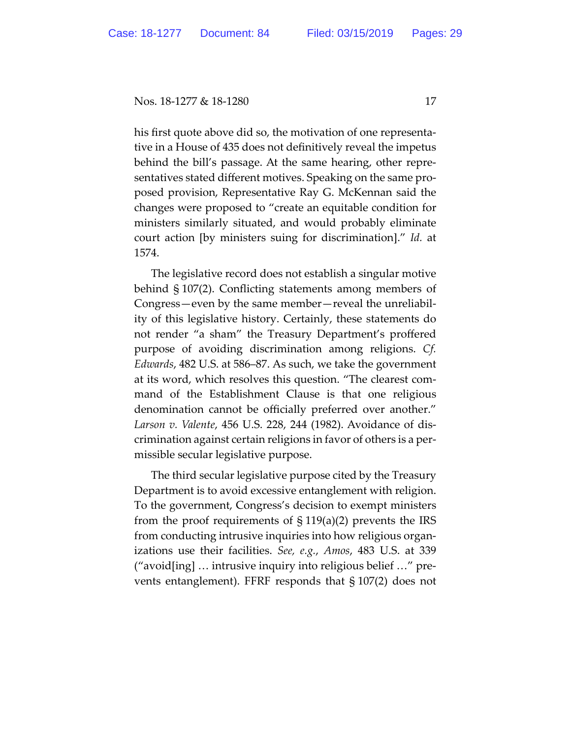his first quote above did so, the motivation of one representative in a House of 435 does not definitively reveal the impetus behind the bill's passage. At the same hearing, other representatives stated different motives. Speaking on the same proposed provision, Representative Ray G. McKennan said the changes were proposed to "create an equitable condition for ministers similarly situated, and would probably eliminate court action [by ministers suing for discrimination]." *Id.* at 1574.

The legislative record does not establish a singular motive behind § 107(2). Conflicting statements among members of Congress—even by the same member—reveal the unreliability of this legislative history. Certainly, these statements do not render "a sham" the Treasury Department's proffered purpose of avoiding discrimination among religions. *Cf. Edwards*, 482 U.S. at 586–87. As such, we take the government at its word, which resolves this question. "The clearest command of the Establishment Clause is that one religious denomination cannot be officially preferred over another." *Larson v. Valente*, 456 U.S. 228, 244 (1982). Avoidance of discrimination against certain religions in favor of others is a permissible secular legislative purpose.

The third secular legislative purpose cited by the Treasury Department is to avoid excessive entanglement with religion. To the government, Congress's decision to exempt ministers from the proof requirements of § 119(a)(2) prevents the IRS from conducting intrusive inquiries into how religious organizations use their facilities. *See, e.g.*, *Amos*, 483 U.S. at 339 ("avoid[ing] … intrusive inquiry into religious belief …" prevents entanglement). FFRF responds that § 107(2) does not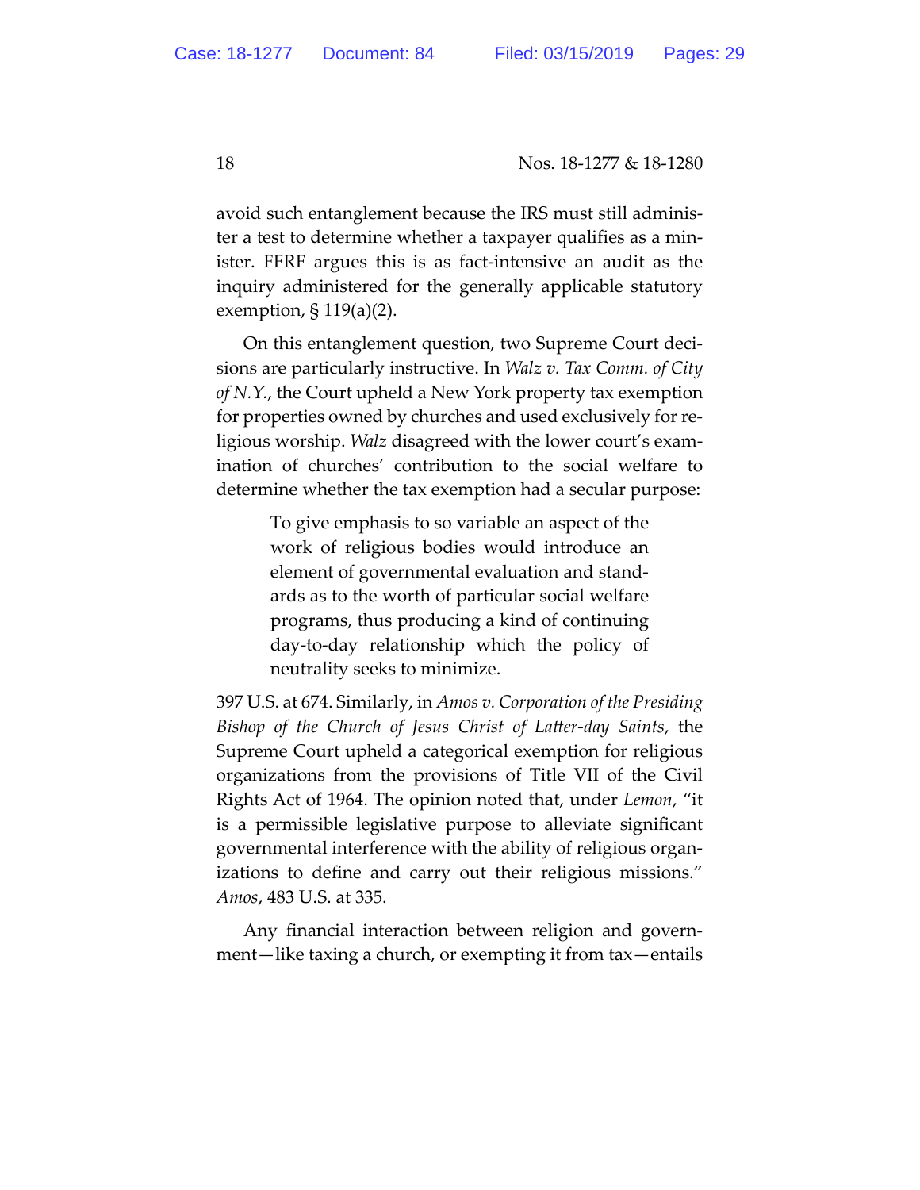avoid such entanglement because the IRS must still administer a test to determine whether a taxpayer qualifies as a minister. FFRF argues this is as fact-intensive an audit as the inquiry administered for the generally applicable statutory exemption, § 119(a)(2).

On this entanglement question, two Supreme Court decisions are particularly instructive. In *Walz v. Tax Comm. of City of N.Y.*, the Court upheld a New York property tax exemption for properties owned by churches and used exclusively for religious worship. *Walz* disagreed with the lower court's examination of churches' contribution to the social welfare to determine whether the tax exemption had a secular purpose:

> To give emphasis to so variable an aspect of the work of religious bodies would introduce an element of governmental evaluation and standards as to the worth of particular social welfare programs, thus producing a kind of continuing day-to-day relationship which the policy of neutrality seeks to minimize.

397 U.S. at 674. Similarly, in *Amos v. Corporation of the Presiding Bishop of the Church of Jesus Christ of Latter-day Saints*, the Supreme Court upheld a categorical exemption for religious organizations from the provisions of Title VII of the Civil Rights Act of 1964. The opinion noted that, under *Lemon*, "it is a permissible legislative purpose to alleviate significant governmental interference with the ability of religious organizations to define and carry out their religious missions." *Amos*, 483 U.S. at 335.

Any financial interaction between religion and government—like taxing a church, or exempting it from tax—entails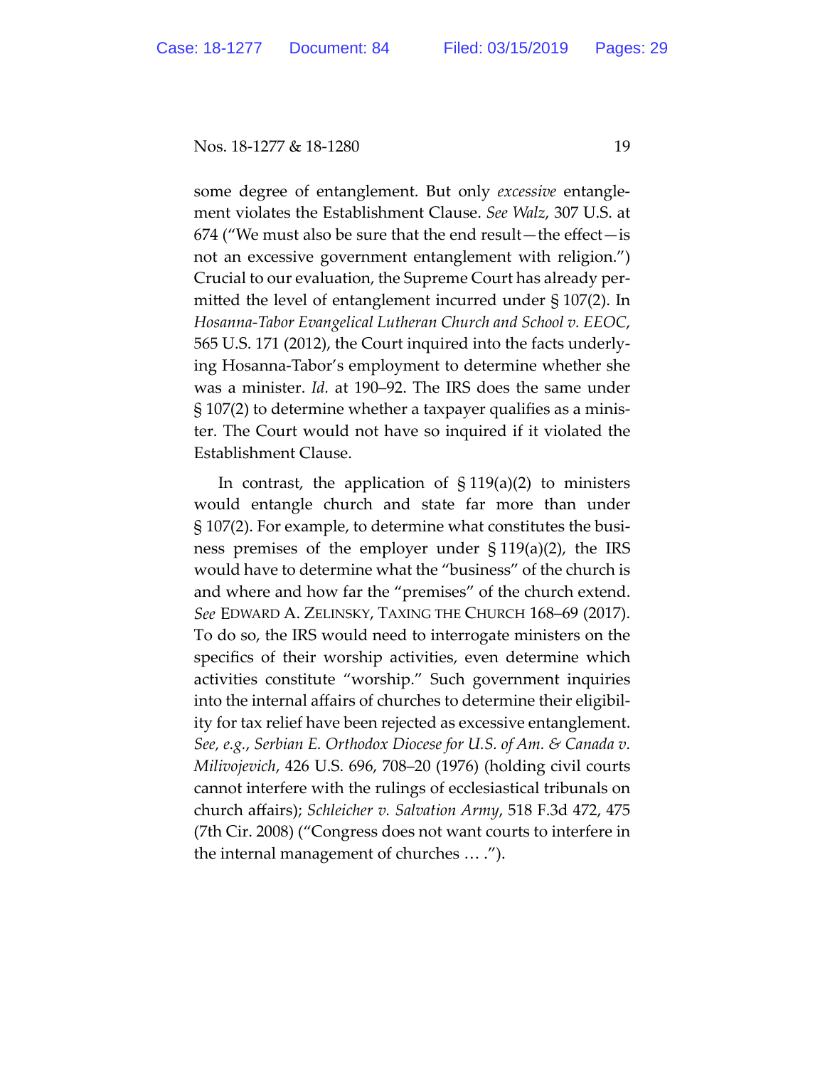some degree of entanglement. But only *excessive* entanglement violates the Establishment Clause. *See Walz*, 307 U.S. at 674 ("We must also be sure that the end result—the effect—is not an excessive government entanglement with religion.") Crucial to our evaluation, the Supreme Court has already permitted the level of entanglement incurred under § 107(2). In *Hosanna-Tabor Evangelical Lutheran Church and School v. EEOC*, 565 U.S. 171 (2012), the Court inquired into the facts underlying Hosanna-Tabor's employment to determine whether she was a minister. *Id.* at 190–92. The IRS does the same under § 107(2) to determine whether a taxpayer qualifies as a minister. The Court would not have so inquired if it violated the Establishment Clause.

In contrast, the application of § 119(a)(2) to ministers would entangle church and state far more than under § 107(2). For example, to determine what constitutes the business premises of the employer under § 119(a)(2), the IRS would have to determine what the "business" of the church is and where and how far the "premises" of the church extend. *See* EDWARD A. ZELINSKY, TAXING THE CHURCH 168–69 (2017). To do so, the IRS would need to interrogate ministers on the specifics of their worship activities, even determine which activities constitute "worship." Such government inquiries into the internal affairs of churches to determine their eligibility for tax relief have been rejected as excessive entanglement. *See, e.g.*, *Serbian E. Orthodox Diocese for U.S. of Am. & Canada v. Milivojevich*, 426 U.S. 696, 708–20 (1976) (holding civil courts cannot interfere with the rulings of ecclesiastical tribunals on church affairs); *Schleicher v. Salvation Army*, 518 F.3d 472, 475 (7th Cir. 2008) ("Congress does not want courts to interfere in the internal management of churches … .").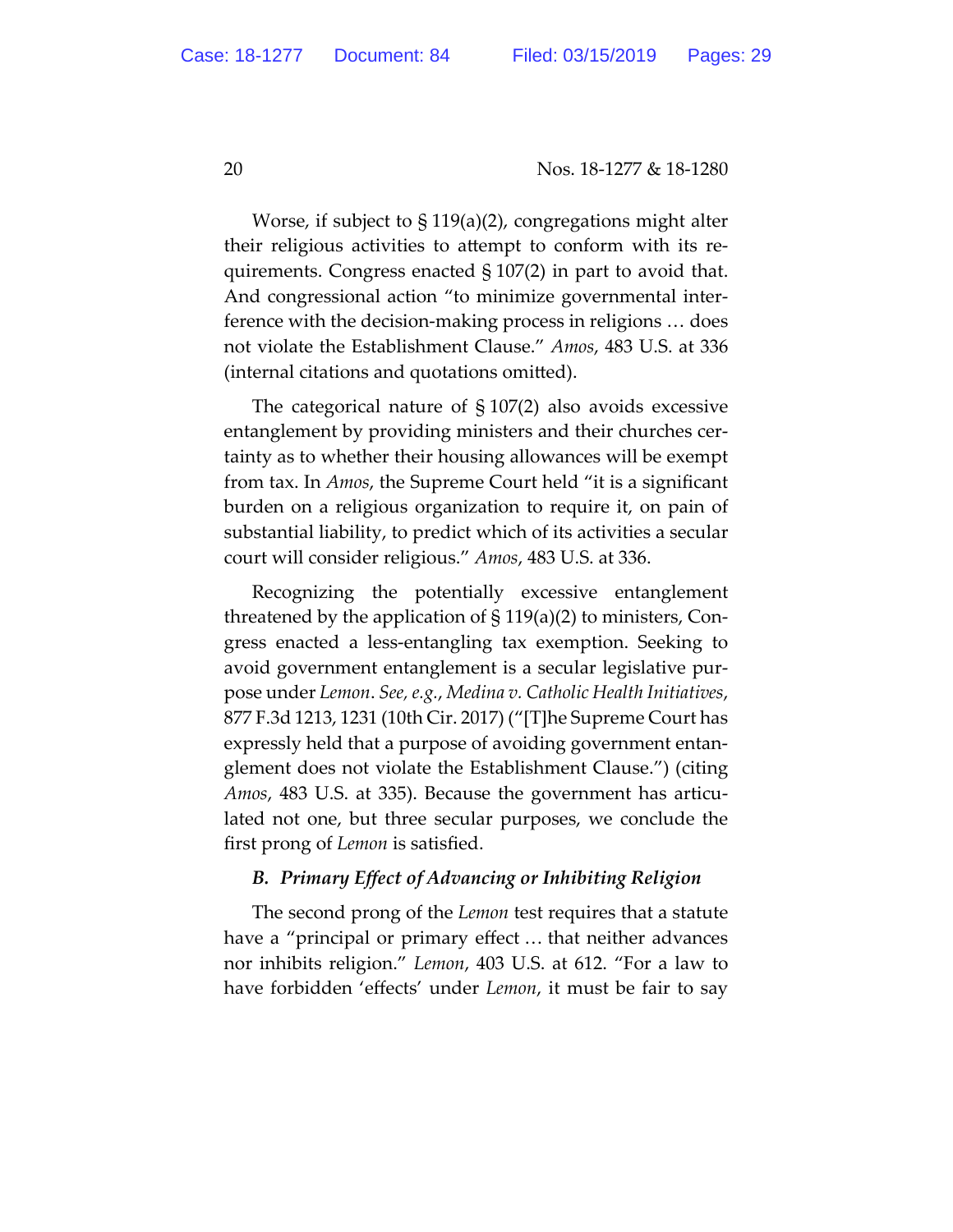Worse, if subject to § 119(a)(2), congregations might alter their religious activities to attempt to conform with its requirements. Congress enacted § 107(2) in part to avoid that. And congressional action "to minimize governmental interference with the decision-making process in religions … does not violate the Establishment Clause." *Amos*, 483 U.S. at 336 (internal citations and quotations omitted).

The categorical nature of § 107(2) also avoids excessive entanglement by providing ministers and their churches certainty as to whether their housing allowances will be exempt from tax. In *Amos*, the Supreme Court held "it is a significant burden on a religious organization to require it, on pain of substantial liability, to predict which of its activities a secular court will consider religious." *Amos*, 483 U.S. at 336.

Recognizing the potentially excessive entanglement threatened by the application of § 119(a)(2) to ministers, Congress enacted a less-entangling tax exemption. Seeking to avoid government entanglement is a secular legislative purpose under *Lemon*. *See, e.g.*, *Medina v. Catholic Health Initiatives*, 877 F.3d 1213, 1231 (10th Cir. 2017) ("[T]he Supreme Court has expressly held that a purpose of avoiding government entanglement does not violate the Establishment Clause.") (citing *Amos*, 483 U.S. at 335). Because the government has articulated not one, but three secular purposes, we conclude the first prong of *Lemon* is satisfied.

### *B. Primary Effect of Advancing or Inhibiting Religion*

The second prong of the *Lemon* test requires that a statute have a "principal or primary effect … that neither advances nor inhibits religion." *Lemon*, 403 U.S. at 612. "For a law to have forbidden 'effects' under *Lemon*, it must be fair to say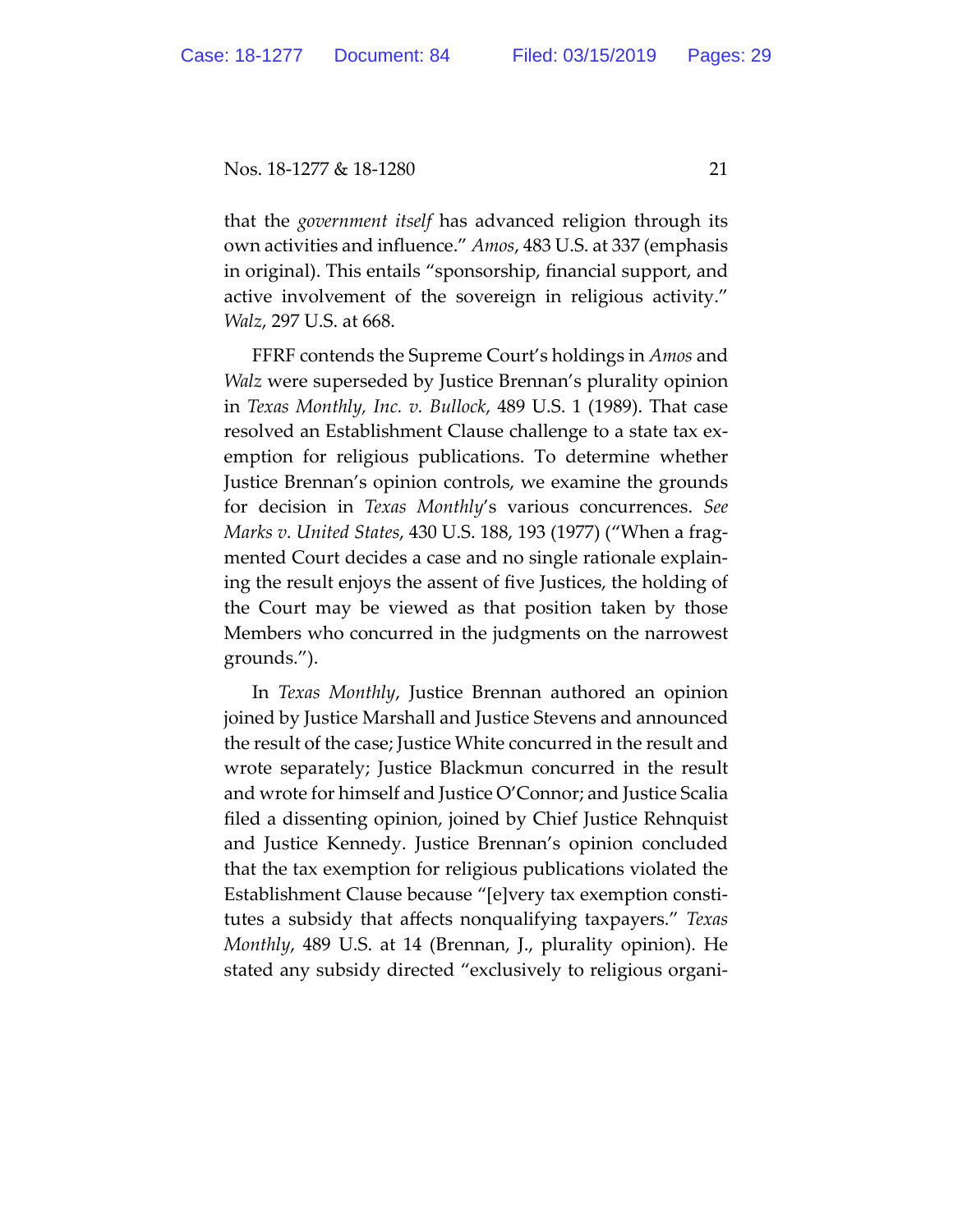that the *government itself* has advanced religion through its own activities and influence." *Amos*, 483 U.S. at 337 (emphasis in original). This entails "sponsorship, financial support, and active involvement of the sovereign in religious activity." *Walz*, 297 U.S. at 668.

FFRF contends the Supreme Court's holdings in *Amos* and *Walz* were superseded by Justice Brennan's plurality opinion in *Texas Monthly, Inc. v. Bullock*, 489 U.S. 1 (1989). That case resolved an Establishment Clause challenge to a state tax exemption for religious publications. To determine whether Justice Brennan's opinion controls, we examine the grounds for decision in *Texas Monthly*'s various concurrences. *See Marks v. United States*, 430 U.S. 188, 193 (1977) ("When a fragmented Court decides a case and no single rationale explaining the result enjoys the assent of five Justices, the holding of the Court may be viewed as that position taken by those Members who concurred in the judgments on the narrowest grounds.").

In *Texas Monthly*, Justice Brennan authored an opinion joined by Justice Marshall and Justice Stevens and announced the result of the case; Justice White concurred in the result and wrote separately; Justice Blackmun concurred in the result and wrote for himself and Justice O'Connor; and Justice Scalia filed a dissenting opinion, joined by Chief Justice Rehnquist and Justice Kennedy. Justice Brennan's opinion concluded that the tax exemption for religious publications violated the Establishment Clause because "[e]very tax exemption constitutes a subsidy that affects nonqualifying taxpayers." *Texas Monthly*, 489 U.S. at 14 (Brennan, J., plurality opinion). He stated any subsidy directed "exclusively to religious organi-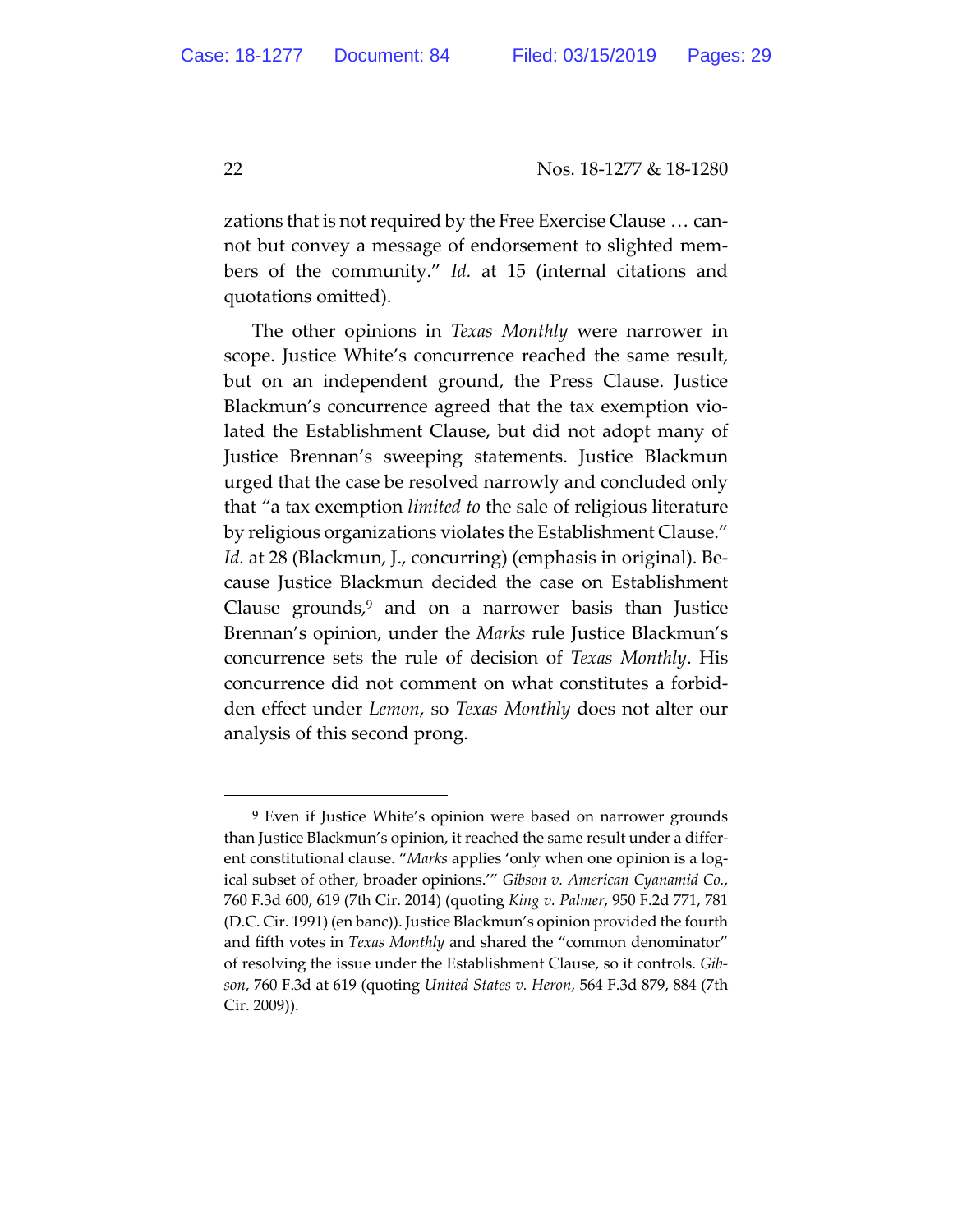zations that is not required by the Free Exercise Clause … cannot but convey a message of endorsement to slighted members of the community." *Id.* at 15 (internal citations and quotations omitted).

The other opinions in *Texas Monthly* were narrower in scope. Justice White's concurrence reached the same result, but on an independent ground, the Press Clause. Justice Blackmun's concurrence agreed that the tax exemption violated the Establishment Clause, but did not adopt many of Justice Brennan's sweeping statements. Justice Blackmun urged that the case be resolved narrowly and concluded only that "a tax exemption *limited to* the sale of religious literature by religious organizations violates the Establishment Clause." *Id.* at 28 (Blackmun, J., concurring) (emphasis in original). Because Justice Blackmun decided the case on Establishment Clause grounds,[9] and on a narrower basis than Justice Brennan's opinion, under the *Marks* rule Justice Blackmun's concurrence sets the rule of decision of *Texas Monthly*. His concurrence did not comment on what constitutes a forbidden effect under *Lemon*, so *Texas Monthly* does not alter our analysis of this second prong.

---

[9] Even if Justice White's opinion were based on narrower grounds than Justice Blackmun's opinion, it reached the same result under a different constitutional clause. "*Marks* applies 'only when one opinion is a logical subset of other, broader opinions.'" *Gibson v. American Cyanamid Co.*, 760 F.3d 600, 619 (7th Cir. 2014) (quoting *King v. Palmer*, 950 F.2d 771, 781 (D.C. Cir. 1991) (en banc)). Justice Blackmun's opinion provided the fourth and fifth votes in *Texas Monthly* and shared the "common denominator" of resolving the issue under the Establishment Clause, so it controls. *Gibson*, 760 F.3d at 619 (quoting *United States v. Heron*, 564 F.3d 879, 884 (7th Cir. 2009)).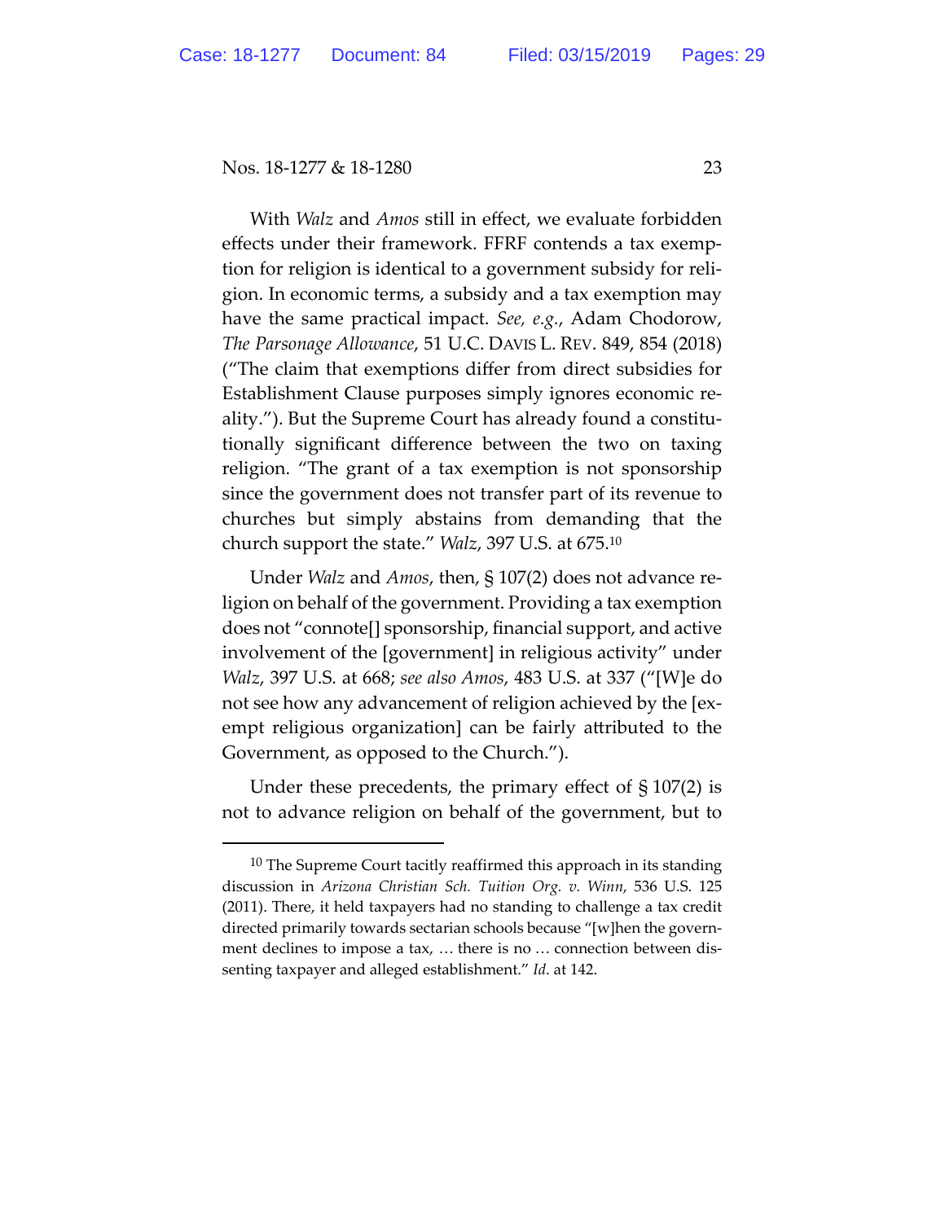With *Walz* and *Amos* still in effect, we evaluate forbidden effects under their framework. FFRF contends a tax exemption for religion is identical to a government subsidy for religion. In economic terms, a subsidy and a tax exemption may have the same practical impact. *See, e.g.*, Adam Chodorow, *The Parsonage Allowance*, 51 U.C. DAVIS L. REV. 849, 854 (2018) ("The claim that exemptions differ from direct subsidies for Establishment Clause purposes simply ignores economic reality."). But the Supreme Court has already found a constitutionally significant difference between the two on taxing religion. "The grant of a tax exemption is not sponsorship since the government does not transfer part of its revenue to churches but simply abstains from demanding that the church support the state." *Walz*, 397 U.S. at 675.[10]

Under *Walz* and *Amos*, then, § 107(2) does not advance religion on behalf of the government. Providing a tax exemption does not "connote[] sponsorship, financial support, and active involvement of the [government] in religious activity" under *Walz*, 397 U.S. at 668; *see also Amos*, 483 U.S. at 337 ("[W]e do not see how any advancement of religion achieved by the [exempt religious organization] can be fairly attributed to the Government, as opposed to the Church.").

Under these precedents, the primary effect of § 107(2) is not to advance religion on behalf of the government, but to

---

[10] The Supreme Court tacitly reaffirmed this approach in its standing discussion in *Arizona Christian Sch. Tuition Org. v. Winn*, 536 U.S. 125 (2011). There, it held taxpayers had no standing to challenge a tax credit directed primarily towards sectarian schools because "[w]hen the government declines to impose a tax, … there is no … connection between dissenting taxpayer and alleged establishment." *Id.* at 142.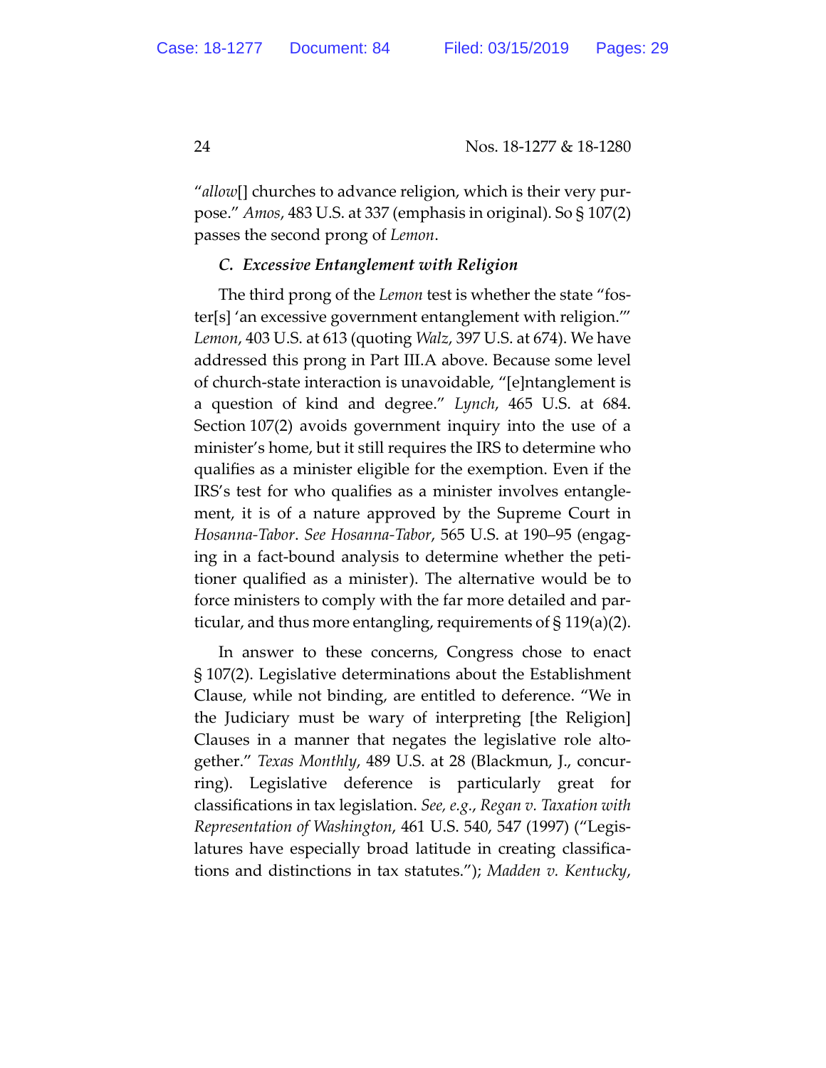"*allow*[] churches to advance religion, which is their very purpose." *Amos*, 483 U.S. at 337 (emphasis in original). So § 107(2) passes the second prong of *Lemon*.

### *C. Excessive Entanglement with Religion*

The third prong of the *Lemon* test is whether the state "foster[s] 'an excessive government entanglement with religion.'" *Lemon*, 403 U.S. at 613 (quoting *Walz*, 397 U.S. at 674). We have addressed this prong in Part III.A above. Because some level of church-state interaction is unavoidable, "[e]ntanglement is a question of kind and degree." *Lynch*, 465 U.S. at 684. Section 107(2) avoids government inquiry into the use of a minister's home, but it still requires the IRS to determine who qualifies as a minister eligible for the exemption. Even if the IRS's test for who qualifies as a minister involves entanglement, it is of a nature approved by the Supreme Court in *Hosanna-Tabor*. *See Hosanna-Tabor*, 565 U.S. at 190–95 (engaging in a fact-bound analysis to determine whether the petitioner qualified as a minister). The alternative would be to force ministers to comply with the far more detailed and particular, and thus more entangling, requirements of § 119(a)(2).

In answer to these concerns, Congress chose to enact § 107(2). Legislative determinations about the Establishment Clause, while not binding, are entitled to deference. "We in the Judiciary must be wary of interpreting [the Religion] Clauses in a manner that negates the legislative role altogether." *Texas Monthly*, 489 U.S. at 28 (Blackmun, J., concurring). Legislative deference is particularly great for classifications in tax legislation. *See, e.g.*, *Regan v. Taxation with Representation of Washington*, 461 U.S. 540, 547 (1997) ("Legislatures have especially broad latitude in creating classifications and distinctions in tax statutes."); *Madden v. Kentucky*,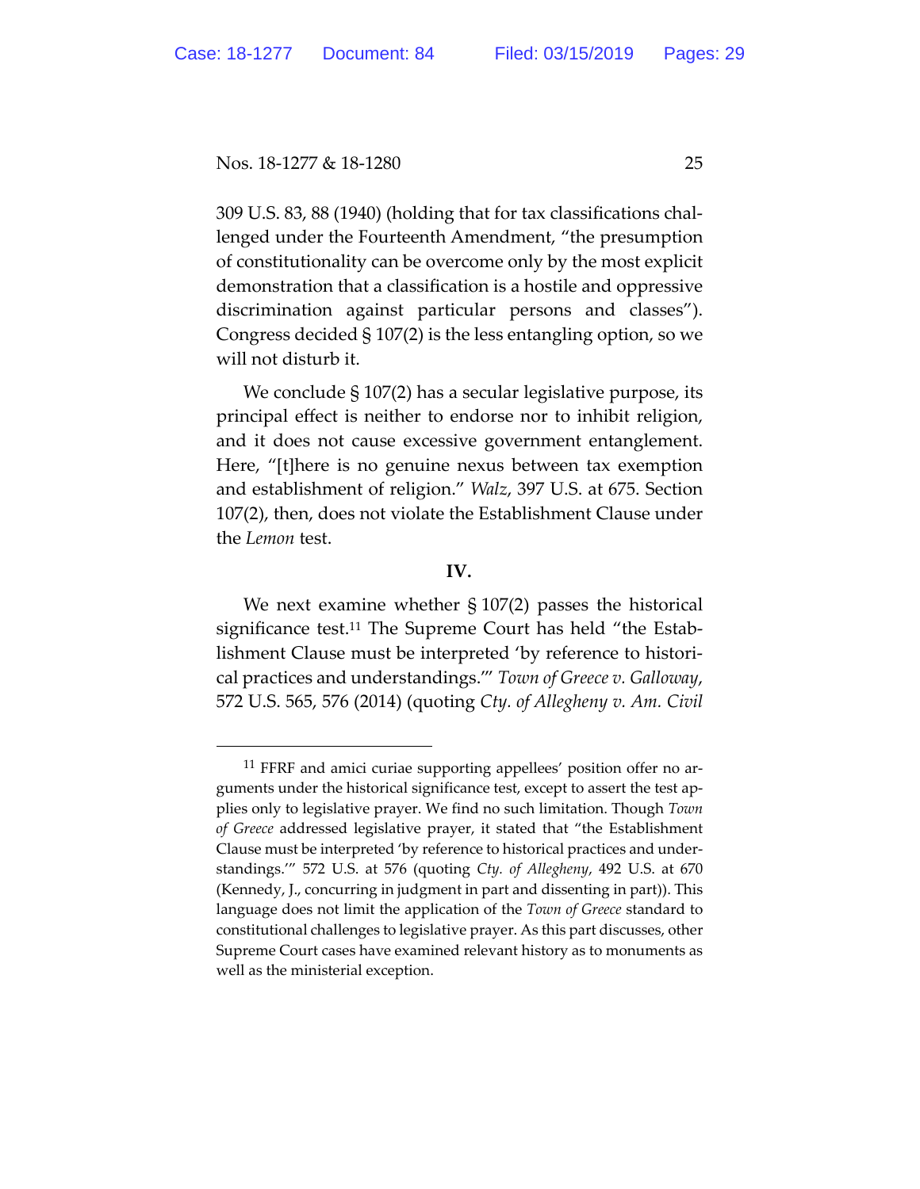309 U.S. 83, 88 (1940) (holding that for tax classifications challenged under the Fourteenth Amendment, "the presumption of constitutionality can be overcome only by the most explicit demonstration that a classification is a hostile and oppressive discrimination against particular persons and classes"). Congress decided § 107(2) is the less entangling option, so we will not disturb it.

We conclude § 107(2) has a secular legislative purpose, its principal effect is neither to endorse nor to inhibit religion, and it does not cause excessive government entanglement. Here, "[t]here is no genuine nexus between tax exemption and establishment of religion." *Walz*, 397 U.S. at 675. Section 107(2), then, does not violate the Establishment Clause under the *Lemon* test.

## IV.

We next examine whether § 107(2) passes the historical significance test.[11] The Supreme Court has held "the Establishment Clause must be interpreted 'by reference to historical practices and understandings.'" *Town of Greece v. Galloway*, 572 U.S. 565, 576 (2014) (quoting *Cty. of Allegheny v. Am. Civil*

---

[11] FFRF and amici curiae supporting appellees' position offer no arguments under the historical significance test, except to assert the test applies only to legislative prayer. We find no such limitation. Though *Town of Greece* addressed legislative prayer, it stated that "the Establishment Clause must be interpreted 'by reference to historical practices and understandings.'" 572 U.S. at 576 (quoting *Cty. of Allegheny*, 492 U.S. at 670 (Kennedy, J., concurring in judgment in part and dissenting in part)). This language does not limit the application of the *Town of Greece* standard to constitutional challenges to legislative prayer. As this part discusses, other Supreme Court cases have examined relevant history as to monuments as well as the ministerial exception.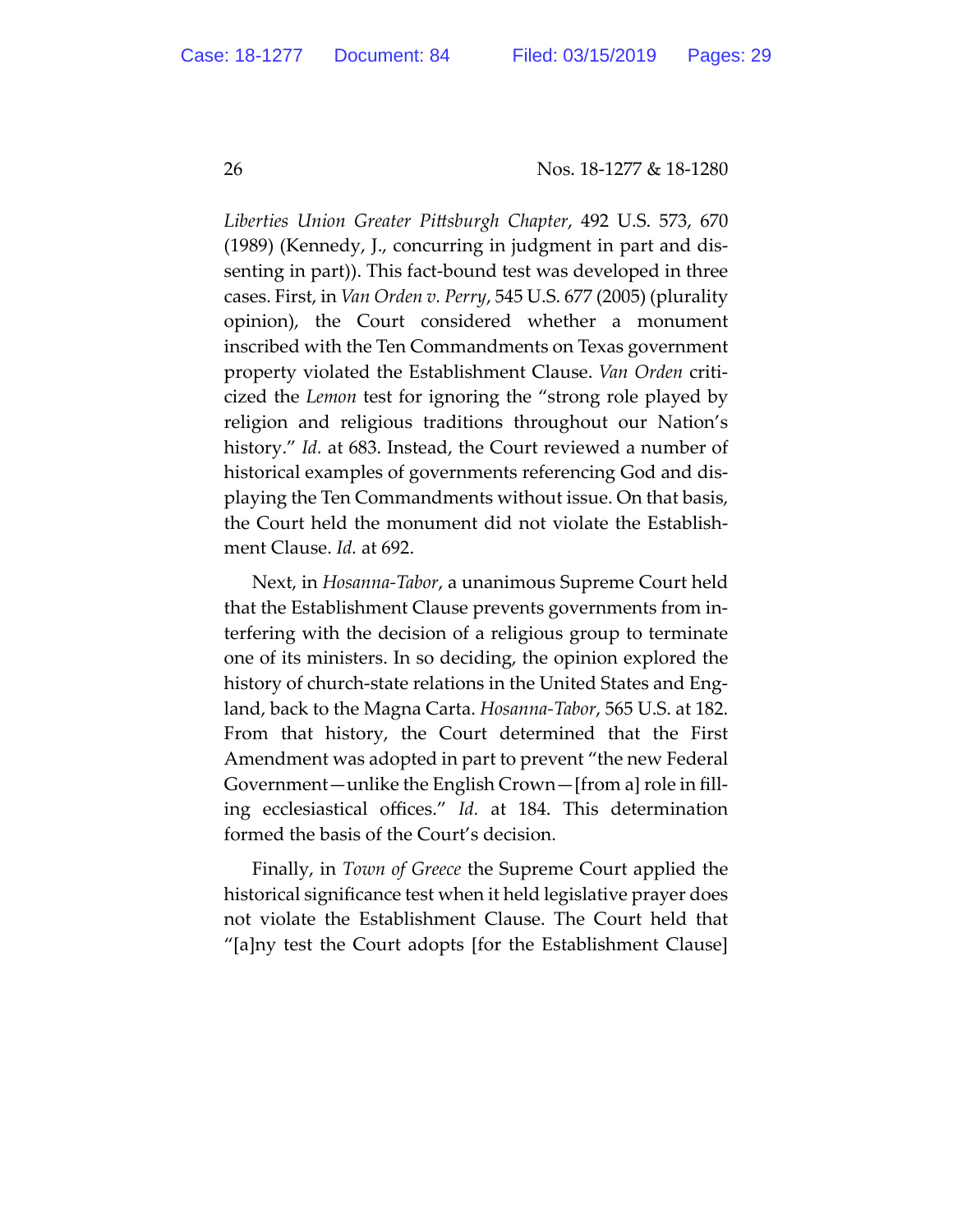*Liberties Union Greater Pittsburgh Chapter*, 492 U.S. 573, 670 (1989) (Kennedy, J., concurring in judgment in part and dissenting in part)). This fact-bound test was developed in three cases. First, in *Van Orden v. Perry*, 545 U.S. 677 (2005) (plurality opinion), the Court considered whether a monument inscribed with the Ten Commandments on Texas government property violated the Establishment Clause. *Van Orden* criticized the *Lemon* test for ignoring the "strong role played by religion and religious traditions throughout our Nation's history." *Id.* at 683. Instead, the Court reviewed a number of historical examples of governments referencing God and displaying the Ten Commandments without issue. On that basis, the Court held the monument did not violate the Establishment Clause. *Id.* at 692.

Next, in *Hosanna-Tabor*, a unanimous Supreme Court held that the Establishment Clause prevents governments from interfering with the decision of a religious group to terminate one of its ministers. In so deciding, the opinion explored the history of church-state relations in the United States and England, back to the Magna Carta. *Hosanna-Tabor*, 565 U.S. at 182. From that history, the Court determined that the First Amendment was adopted in part to prevent "the new Federal Government—unlike the English Crown—[from a] role in filling ecclesiastical offices." *Id.* at 184. This determination formed the basis of the Court's decision.

Finally, in *Town of Greece* the Supreme Court applied the historical significance test when it held legislative prayer does not violate the Establishment Clause. The Court held that "[a]ny test the Court adopts [for the Establishment Clause]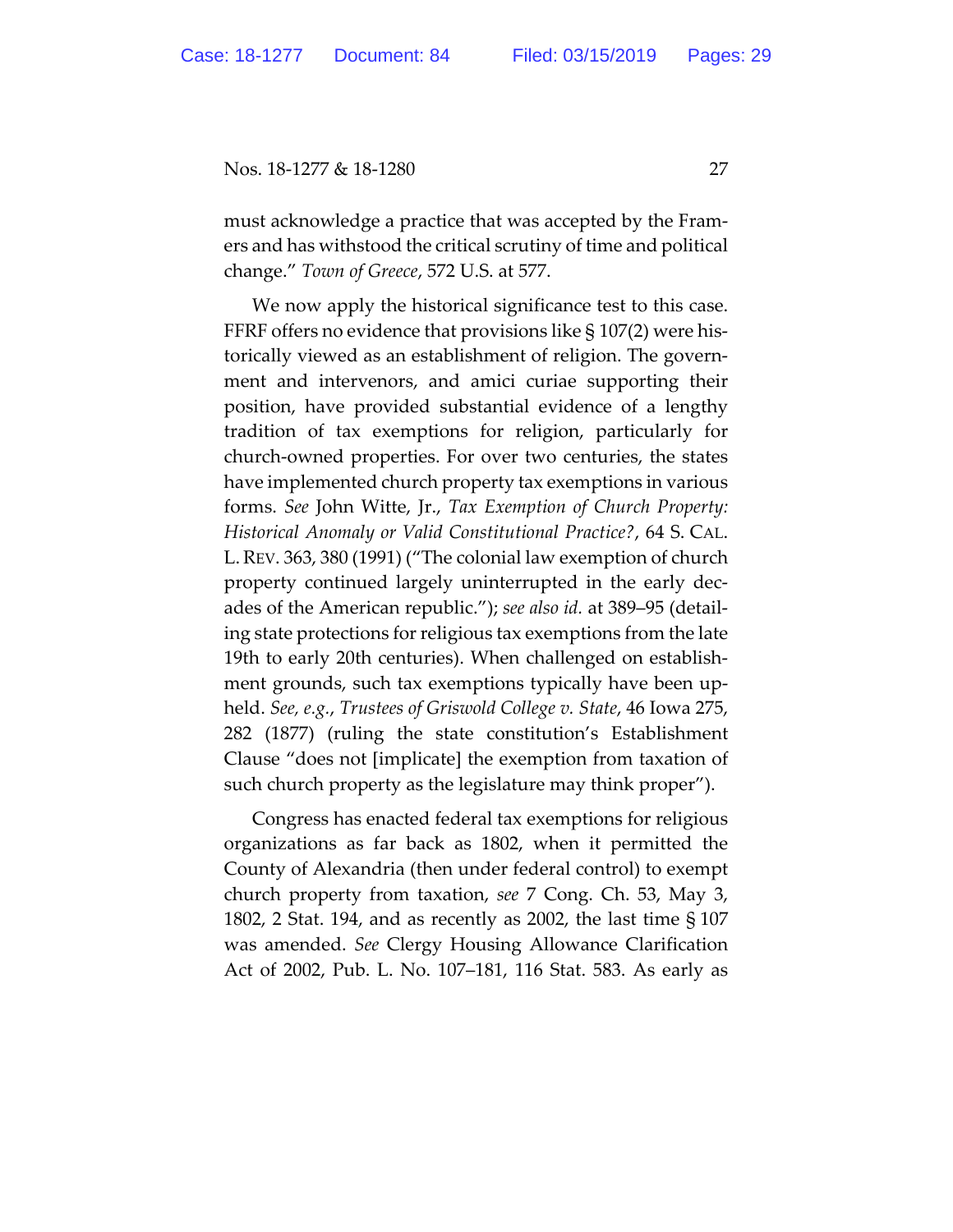must acknowledge a practice that was accepted by the Framers and has withstood the critical scrutiny of time and political change." *Town of Greece*, 572 U.S. at 577.

We now apply the historical significance test to this case. FFRF offers no evidence that provisions like § 107(2) were historically viewed as an establishment of religion. The government and intervenors, and amici curiae supporting their position, have provided substantial evidence of a lengthy tradition of tax exemptions for religion, particularly for church-owned properties. For over two centuries, the states have implemented church property tax exemptions in various forms. *See* John Witte, Jr., *Tax Exemption of Church Property: Historical Anomaly or Valid Constitutional Practice?*, 64 S. CAL. L. REV. 363, 380 (1991) ("The colonial law exemption of church property continued largely uninterrupted in the early decades of the American republic."); *see also id.* at 389–95 (detailing state protections for religious tax exemptions from the late 19th to early 20th centuries). When challenged on establishment grounds, such tax exemptions typically have been upheld. *See, e.g.*, *Trustees of Griswold College v. State*, 46 Iowa 275, 282 (1877) (ruling the state constitution's Establishment Clause "does not [implicate] the exemption from taxation of such church property as the legislature may think proper").

Congress has enacted federal tax exemptions for religious organizations as far back as 1802, when it permitted the County of Alexandria (then under federal control) to exempt church property from taxation, *see* 7 Cong. Ch. 53, May 3, 1802, 2 Stat. 194, and as recently as 2002, the last time § 107 was amended. *See* Clergy Housing Allowance Clarification Act of 2002, Pub. L. No. 107–181, 116 Stat. 583. As early as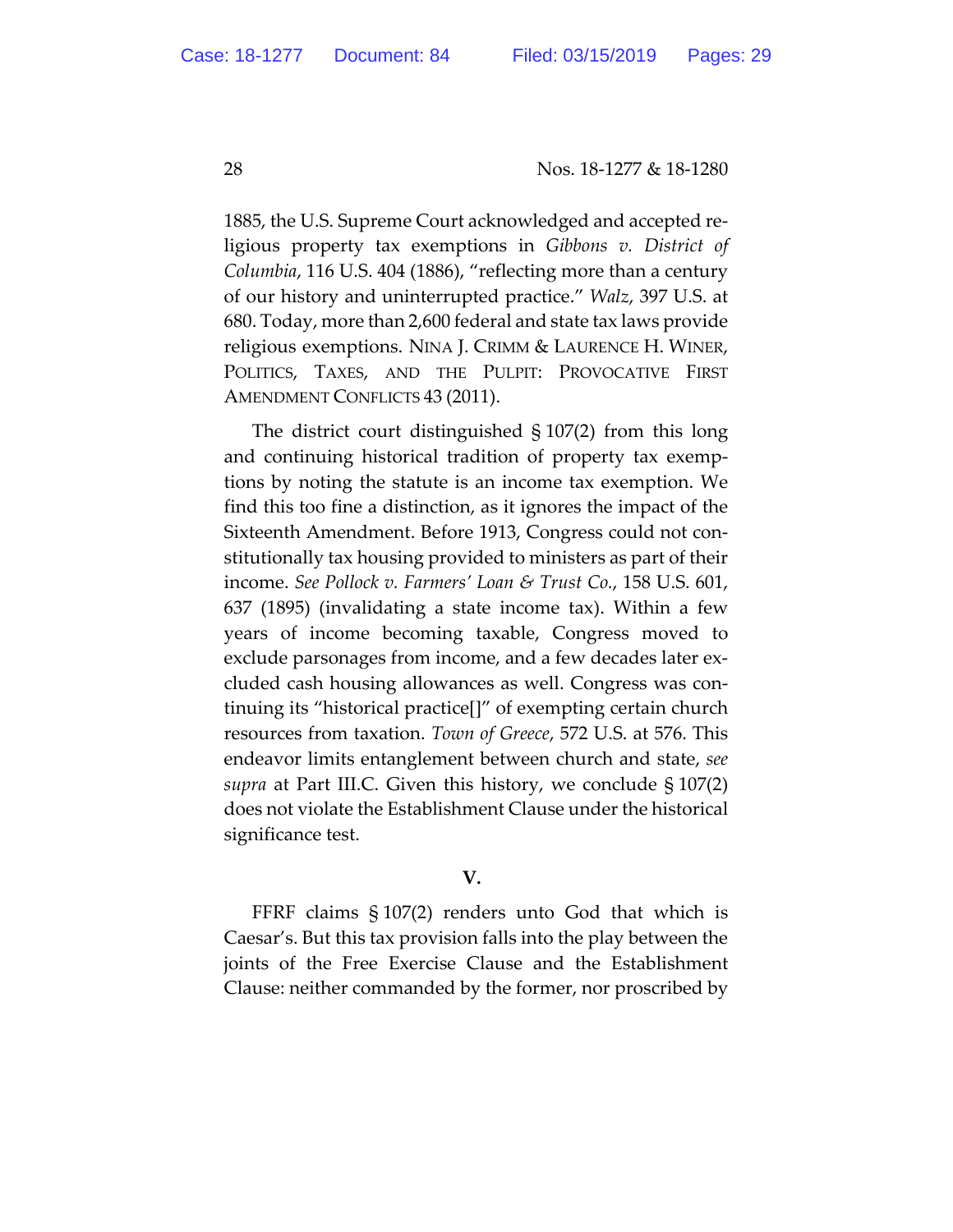1885, the U.S. Supreme Court acknowledged and accepted religious property tax exemptions in *Gibbons v. District of Columbia*, 116 U.S. 404 (1886), "reflecting more than a century of our history and uninterrupted practice." *Walz*, 397 U.S. at 680. Today, more than 2,600 federal and state tax laws provide religious exemptions. NINA J. CRIMM & LAURENCE H. WINER, POLITICS, TAXES, AND THE PULPIT: PROVOCATIVE FIRST AMENDMENT CONFLICTS 43 (2011).

The district court distinguished § 107(2) from this long and continuing historical tradition of property tax exemptions by noting the statute is an income tax exemption. We find this too fine a distinction, as it ignores the impact of the Sixteenth Amendment. Before 1913, Congress could not constitutionally tax housing provided to ministers as part of their income. *See Pollock v. Farmers' Loan & Trust Co.*, 158 U.S. 601, 637 (1895) (invalidating a state income tax). Within a few years of income becoming taxable, Congress moved to exclude parsonages from income, and a few decades later excluded cash housing allowances as well. Congress was continuing its "historical practice[]" of exempting certain church resources from taxation. *Town of Greece*, 572 U.S. at 576. This endeavor limits entanglement between church and state, *see supra* at Part III.C. Given this history, we conclude § 107(2) does not violate the Establishment Clause under the historical significance test.

## V.

FFRF claims § 107(2) renders unto God that which is Caesar's. But this tax provision falls into the play between the joints of the Free Exercise Clause and the Establishment Clause: neither commanded by the former, nor proscribed by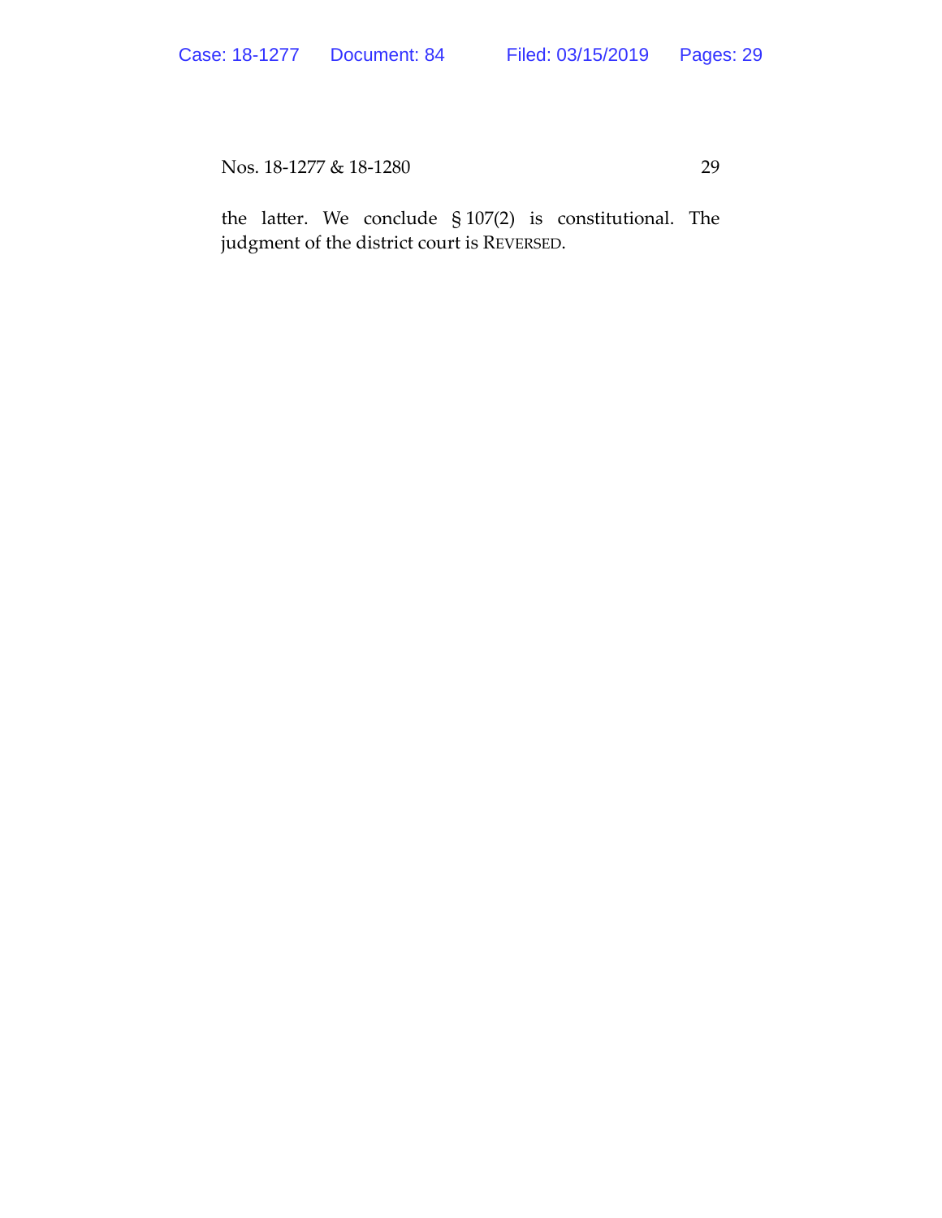the latter. We conclude § 107(2) is constitutional. The judgment of the district court is REVERSED.